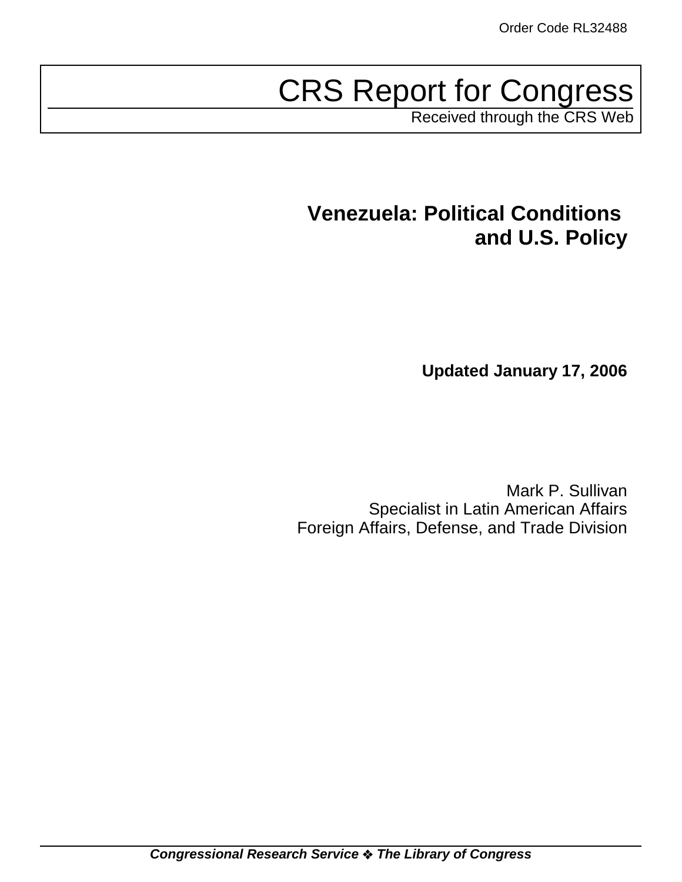Order Code RL32488

# CRS Report for Congress

Received through the CRS Web

## Venezuela: Political Conditions and U.S. Policy

**Updated January 17, 2006**

Mark P. Sullivan
Specialist in Latin American Affairs
Foreign Affairs, Defense, and Trade Division

***Congressional Research Service ❖ The Library of Congress***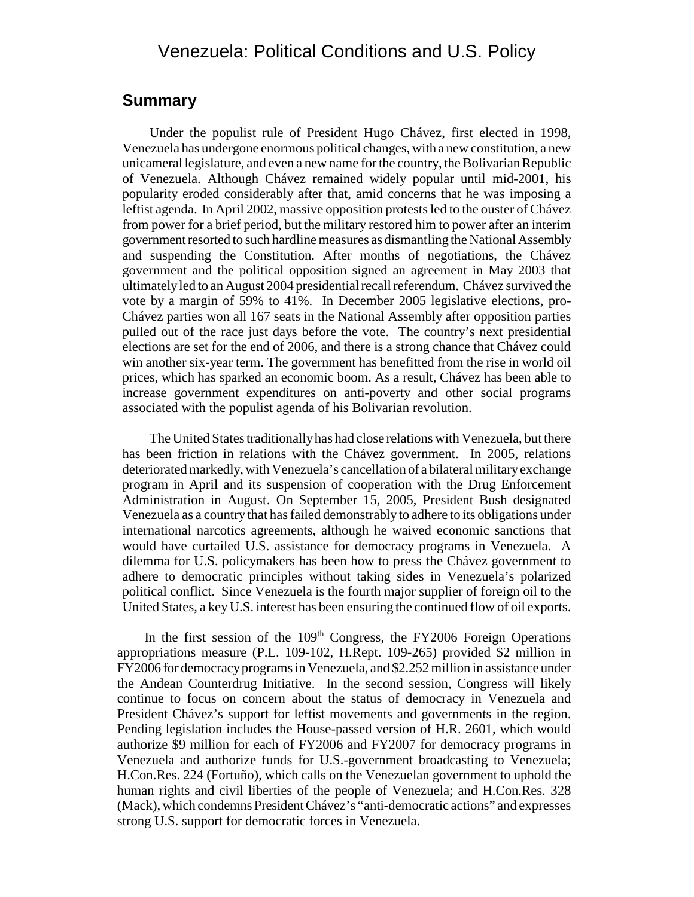# Venezuela: Political Conditions and U.S. Policy

## Summary

Under the populist rule of President Hugo Chávez, first elected in 1998, Venezuela has undergone enormous political changes, with a new constitution, a new unicameral legislature, and even a new name for the country, the Bolivarian Republic of Venezuela. Although Chávez remained widely popular until mid-2001, his popularity eroded considerably after that, amid concerns that he was imposing a leftist agenda. In April 2002, massive opposition protests led to the ouster of Chávez from power for a brief period, but the military restored him to power after an interim government resorted to such hardline measures as dismantling the National Assembly and suspending the Constitution. After months of negotiations, the Chávez government and the political opposition signed an agreement in May 2003 that ultimately led to an August 2004 presidential recall referendum. Chávez survived the vote by a margin of 59% to 41%. In December 2005 legislative elections, pro-Chávez parties won all 167 seats in the National Assembly after opposition parties pulled out of the race just days before the vote. The country's next presidential elections are set for the end of 2006, and there is a strong chance that Chávez could win another six-year term. The government has benefitted from the rise in world oil prices, which has sparked an economic boom. As a result, Chávez has been able to increase government expenditures on anti-poverty and other social programs associated with the populist agenda of his Bolivarian revolution.

The United States traditionally has had close relations with Venezuela, but there has been friction in relations with the Chávez government. In 2005, relations deteriorated markedly, with Venezuela's cancellation of a bilateral military exchange program in April and its suspension of cooperation with the Drug Enforcement Administration in August. On September 15, 2005, President Bush designated Venezuela as a country that has failed demonstrably to adhere to its obligations under international narcotics agreements, although he waived economic sanctions that would have curtailed U.S. assistance for democracy programs in Venezuela. A dilemma for U.S. policymakers has been how to press the Chávez government to adhere to democratic principles without taking sides in Venezuela's polarized political conflict. Since Venezuela is the fourth major supplier of foreign oil to the United States, a key U.S. interest has been ensuring the continued flow of oil exports.

In the first session of the 109th Congress, the FY2006 Foreign Operations appropriations measure (P.L. 109-102, H.Rept. 109-265) provided $2 million in FY2006 for democracy programs in Venezuela, and $2.252 million in assistance under the Andean Counterdrug Initiative. In the second session, Congress will likely continue to focus on concern about the status of democracy in Venezuela and President Chávez's support for leftist movements and governments in the region. Pending legislation includes the House-passed version of H.R. 2601, which would authorize $9 million for each of FY2006 and FY2007 for democracy programs in Venezuela and authorize funds for U.S.-government broadcasting to Venezuela; H.Con.Res. 224 (Fortuño), which calls on the Venezuelan government to uphold the human rights and civil liberties of the people of Venezuela; and H.Con.Res. 328 (Mack), which condemns President Chávez's "anti-democratic actions" and expresses strong U.S. support for democratic forces in Venezuela.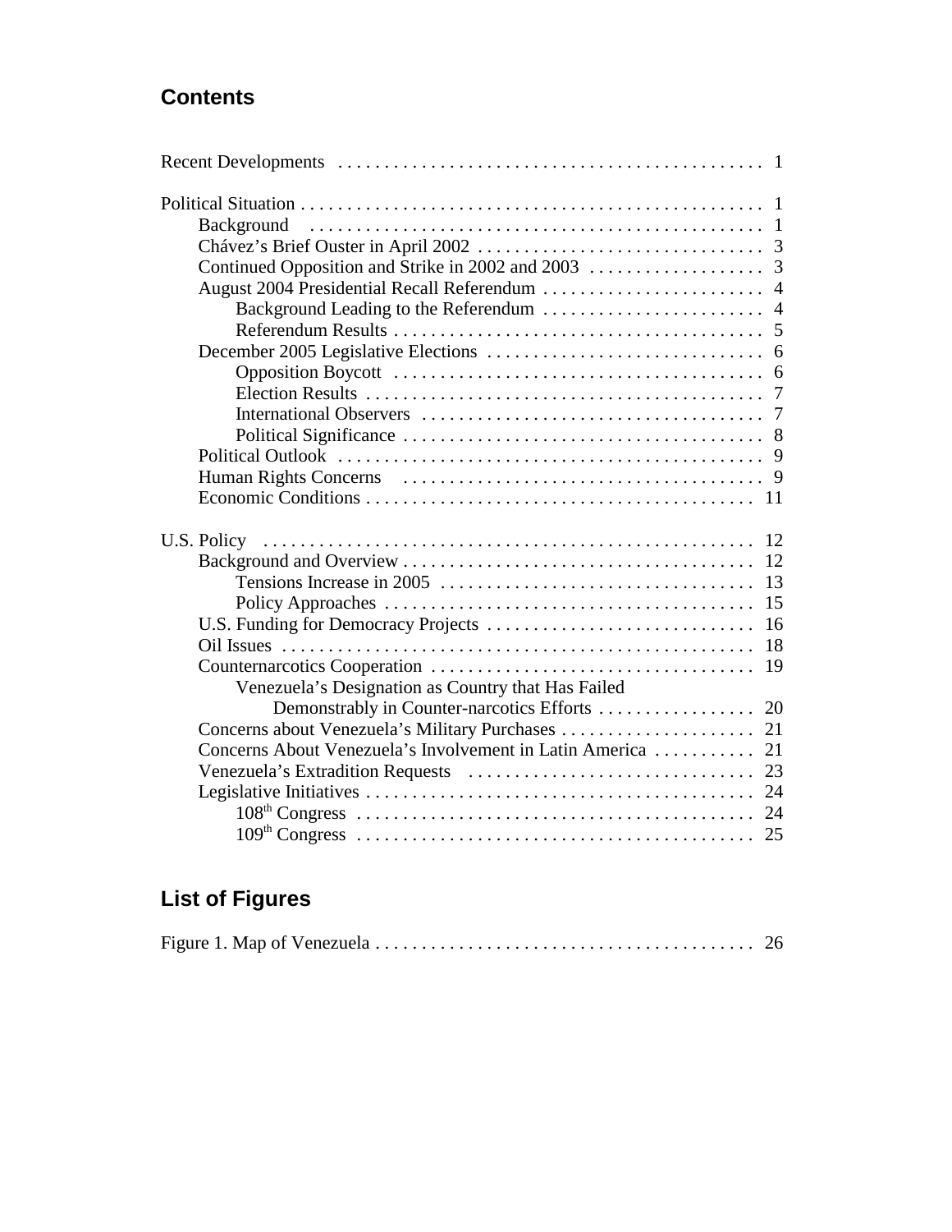## Contents

Recent Developments . . . . . . . . . . 1

Political Situation . . . . . . . . . . 1
- Background . . . . . . . . . . 1
- Chávez's Brief Ouster in April 2002 . . . . . . . . . . 3
- Continued Opposition and Strike in 2002 and 2003 . . . . . . . . . . 3
- August 2004 Presidential Recall Referendum . . . . . . . . . . 4
  - Background Leading to the Referendum . . . . . . . . . . 4
  - Referendum Results . . . . . . . . . . 5
- December 2005 Legislative Elections . . . . . . . . . . 6
  - Opposition Boycott . . . . . . . . . . 6
  - Election Results . . . . . . . . . . 7
  - International Observers . . . . . . . . . . 7
  - Political Significance . . . . . . . . . . 8
- Political Outlook . . . . . . . . . . 9
- Human Rights Concerns . . . . . . . . . . 9
- Economic Conditions . . . . . . . . . . 11

U.S. Policy . . . . . . . . . . 12
- Background and Overview . . . . . . . . . . 12
  - Tensions Increase in 2005 . . . . . . . . . . 13
  - Policy Approaches . . . . . . . . . . 15
- U.S. Funding for Democracy Projects . . . . . . . . . . 16
- Oil Issues . . . . . . . . . . 18
- Counternarcotics Cooperation . . . . . . . . . . 19
  - Venezuela's Designation as Country that Has Failed Demonstrably in Counter-narcotics Efforts . . . . . . . . . . 20
- Concerns about Venezuela's Military Purchases . . . . . . . . . . 21
- Concerns About Venezuela's Involvement in Latin America . . . . . . . . . . 21
- Venezuela's Extradition Requests . . . . . . . . . . 23
- Legislative Initiatives . . . . . . . . . . 24
  - 108th Congress . . . . . . . . . . 24
  - 109th Congress . . . . . . . . . . 25

## List of Figures

Figure 1. Map of Venezuela . . . . . . . . . . 26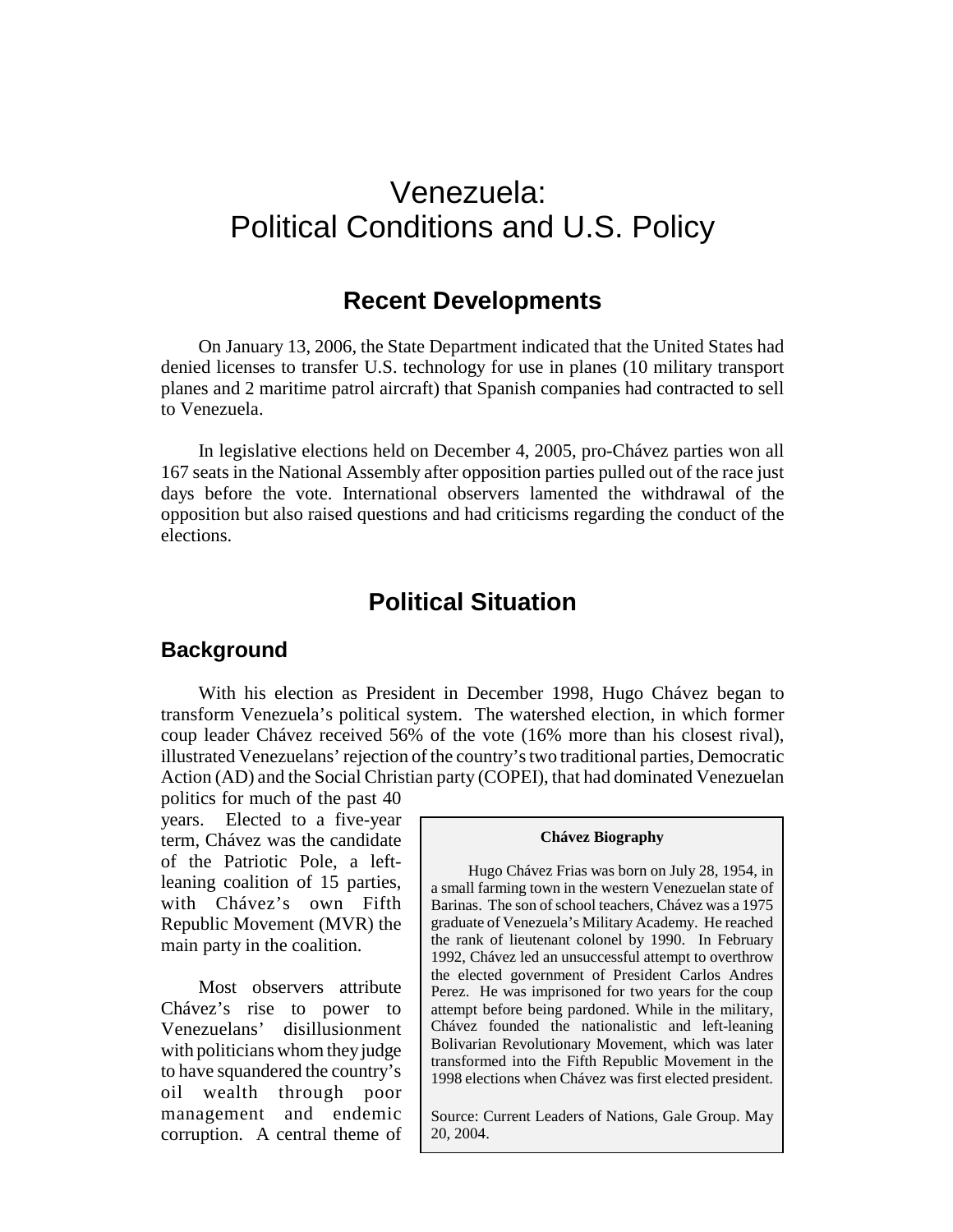# Venezuela: Political Conditions and U.S. Policy

## Recent Developments

On January 13, 2006, the State Department indicated that the United States had denied licenses to transfer U.S. technology for use in planes (10 military transport planes and 2 maritime patrol aircraft) that Spanish companies had contracted to sell to Venezuela.

In legislative elections held on December 4, 2005, pro-Chávez parties won all 167 seats in the National Assembly after opposition parties pulled out of the race just days before the vote. International observers lamented the withdrawal of the opposition but also raised questions and had criticisms regarding the conduct of the elections.

## Political Situation

### Background

With his election as President in December 1998, Hugo Chávez began to transform Venezuela's political system. The watershed election, in which former coup leader Chávez received 56% of the vote (16% more than his closest rival), illustrated Venezuelans' rejection of the country's two traditional parties, Democratic Action (AD) and the Social Christian party (COPEI), that had dominated Venezuelan politics for much of the past 40 years. Elected to a five-year term, Chávez was the candidate of the Patriotic Pole, a left-leaning coalition of 15 parties, with Chávez's own Fifth Republic Movement (MVR) the main party in the coalition.

Most observers attribute Chávez's rise to power to Venezuelans' disillusionment with politicians whom they judge to have squandered the country's oil wealth through poor management and endemic corruption. A central theme of

**Chávez Biography**

Hugo Chávez Frias was born on July 28, 1954, in a small farming town in the western Venezuelan state of Barinas. The son of school teachers, Chávez was a 1975 graduate of Venezuela's Military Academy. He reached the rank of lieutenant colonel by 1990. In February 1992, Chávez led an unsuccessful attempt to overthrow the elected government of President Carlos Andres Perez. He was imprisoned for two years for the coup attempt before being pardoned. While in the military, Chávez founded the nationalistic and left-leaning Bolivarian Revolutionary Movement, which was later transformed into the Fifth Republic Movement in the 1998 elections when Chávez was first elected president.

Source: Current Leaders of Nations, Gale Group. May 20, 2004.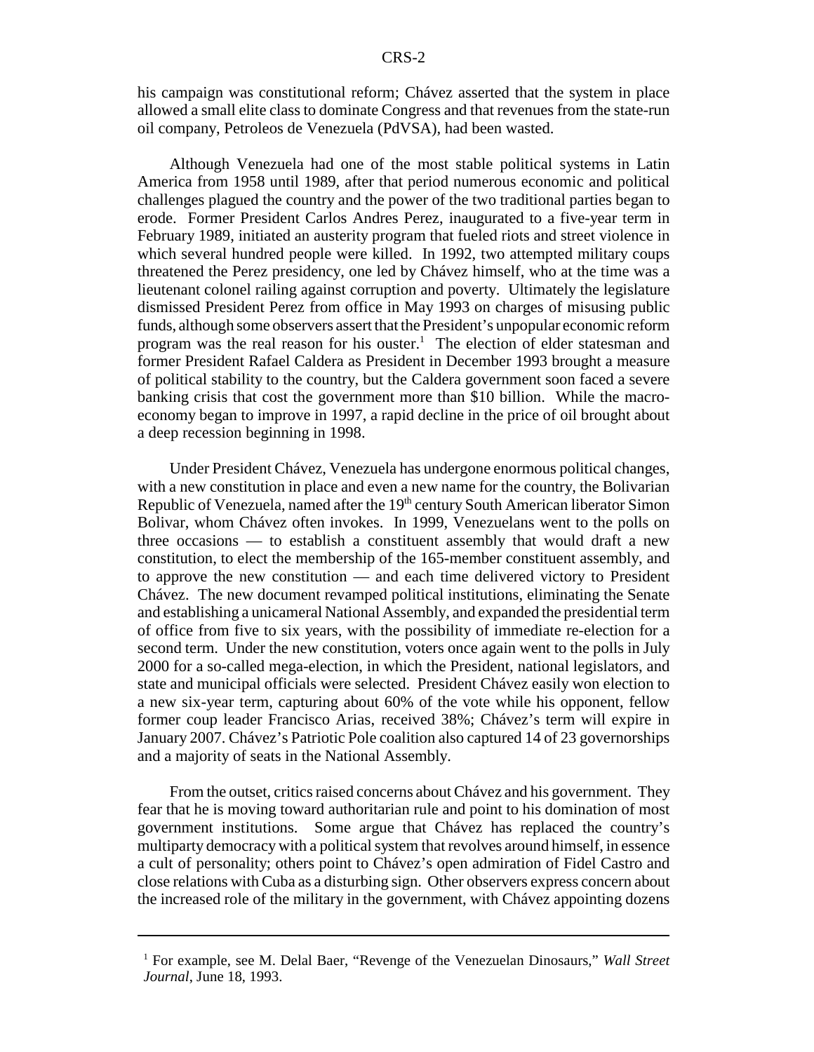his campaign was constitutional reform; Chávez asserted that the system in place allowed a small elite class to dominate Congress and that revenues from the state-run oil company, Petroleos de Venezuela (PdVSA), had been wasted.

Although Venezuela had one of the most stable political systems in Latin America from 1958 until 1989, after that period numerous economic and political challenges plagued the country and the power of the two traditional parties began to erode. Former President Carlos Andres Perez, inaugurated to a five-year term in February 1989, initiated an austerity program that fueled riots and street violence in which several hundred people were killed. In 1992, two attempted military coups threatened the Perez presidency, one led by Chávez himself, who at the time was a lieutenant colonel railing against corruption and poverty. Ultimately the legislature dismissed President Perez from office in May 1993 on charges of misusing public funds, although some observers assert that the President's unpopular economic reform program was the real reason for his ouster.[1] The election of elder statesman and former President Rafael Caldera as President in December 1993 brought a measure of political stability to the country, but the Caldera government soon faced a severe banking crisis that cost the government more than $10 billion. While the macro-economy began to improve in 1997, a rapid decline in the price of oil brought about a deep recession beginning in 1998.

Under President Chávez, Venezuela has undergone enormous political changes, with a new constitution in place and even a new name for the country, the Bolivarian Republic of Venezuela, named after the 19th century South American liberator Simon Bolivar, whom Chávez often invokes. In 1999, Venezuelans went to the polls on three occasions — to establish a constituent assembly that would draft a new constitution, to elect the membership of the 165-member constituent assembly, and to approve the new constitution — and each time delivered victory to President Chávez. The new document revamped political institutions, eliminating the Senate and establishing a unicameral National Assembly, and expanded the presidential term of office from five to six years, with the possibility of immediate re-election for a second term. Under the new constitution, voters once again went to the polls in July 2000 for a so-called mega-election, in which the President, national legislators, and state and municipal officials were selected. President Chávez easily won election to a new six-year term, capturing about 60% of the vote while his opponent, fellow former coup leader Francisco Arias, received 38%; Chávez's term will expire in January 2007. Chávez's Patriotic Pole coalition also captured 14 of 23 governorships and a majority of seats in the National Assembly.

From the outset, critics raised concerns about Chávez and his government. They fear that he is moving toward authoritarian rule and point to his domination of most government institutions. Some argue that Chávez has replaced the country's multiparty democracy with a political system that revolves around himself, in essence a cult of personality; others point to Chávez's open admiration of Fidel Castro and close relations with Cuba as a disturbing sign. Other observers express concern about the increased role of the military in the government, with Chávez appointing dozens

---

[1] For example, see M. Delal Baer, "Revenge of the Venezuelan Dinosaurs," *Wall Street Journal*, June 18, 1993.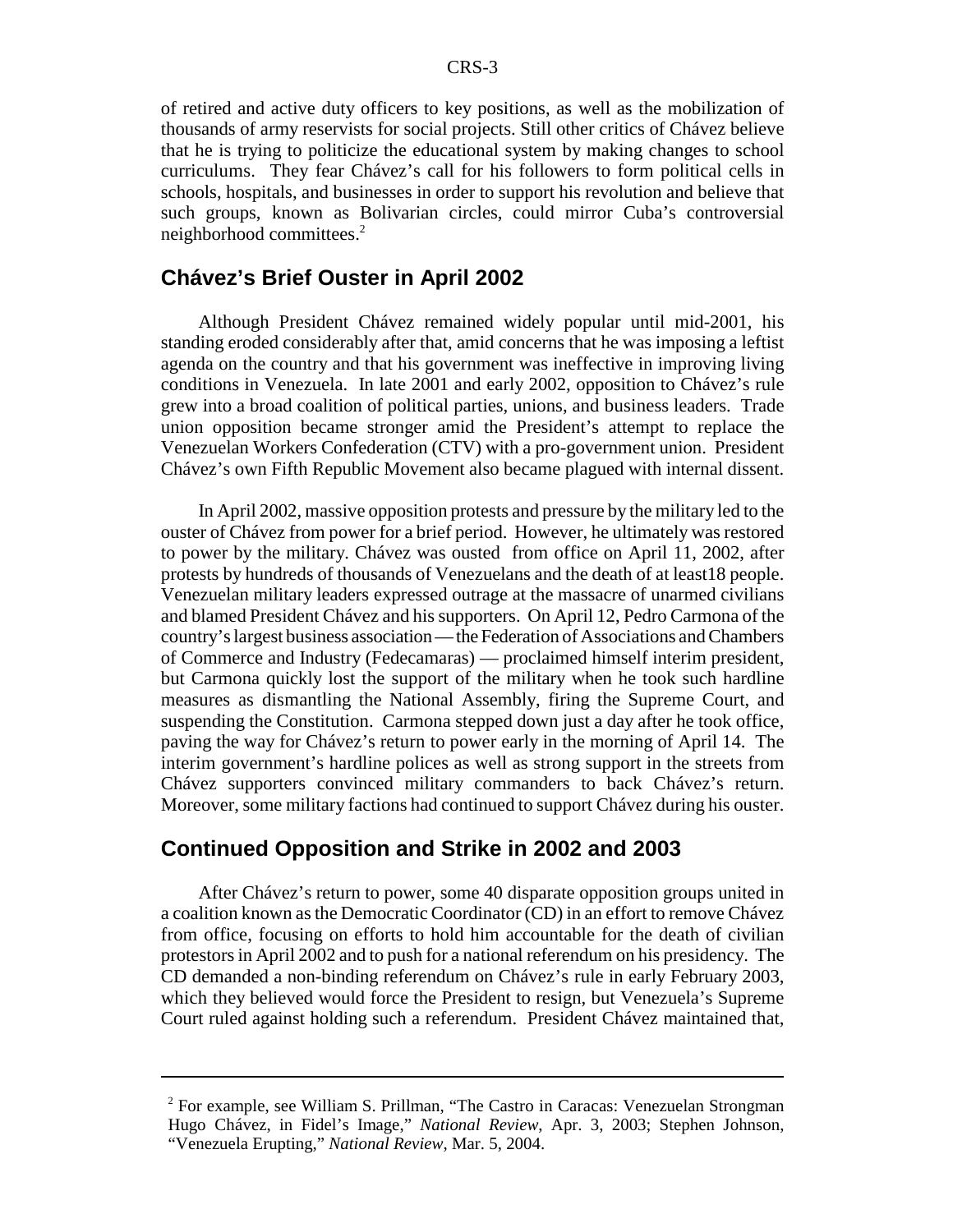of retired and active duty officers to key positions, as well as the mobilization of thousands of army reservists for social projects. Still other critics of Chávez believe that he is trying to politicize the educational system by making changes to school curriculums. They fear Chávez's call for his followers to form political cells in schools, hospitals, and businesses in order to support his revolution and believe that such groups, known as Bolivarian circles, could mirror Cuba's controversial neighborhood committees.[2]

## Chávez's Brief Ouster in April 2002

Although President Chávez remained widely popular until mid-2001, his standing eroded considerably after that, amid concerns that he was imposing a leftist agenda on the country and that his government was ineffective in improving living conditions in Venezuela. In late 2001 and early 2002, opposition to Chávez's rule grew into a broad coalition of political parties, unions, and business leaders. Trade union opposition became stronger amid the President's attempt to replace the Venezuelan Workers Confederation (CTV) with a pro-government union. President Chávez's own Fifth Republic Movement also became plagued with internal dissent.

In April 2002, massive opposition protests and pressure by the military led to the ouster of Chávez from power for a brief period. However, he ultimately was restored to power by the military. Chávez was ousted from office on April 11, 2002, after protests by hundreds of thousands of Venezuelans and the death of at least18 people. Venezuelan military leaders expressed outrage at the massacre of unarmed civilians and blamed President Chávez and his supporters. On April 12, Pedro Carmona of the country's largest business association — the Federation of Associations and Chambers of Commerce and Industry (Fedecamaras) — proclaimed himself interim president, but Carmona quickly lost the support of the military when he took such hardline measures as dismantling the National Assembly, firing the Supreme Court, and suspending the Constitution. Carmona stepped down just a day after he took office, paving the way for Chávez's return to power early in the morning of April 14. The interim government's hardline polices as well as strong support in the streets from Chávez supporters convinced military commanders to back Chávez's return. Moreover, some military factions had continued to support Chávez during his ouster.

## Continued Opposition and Strike in 2002 and 2003

After Chávez's return to power, some 40 disparate opposition groups united in a coalition known as the Democratic Coordinator (CD) in an effort to remove Chávez from office, focusing on efforts to hold him accountable for the death of civilian protestors in April 2002 and to push for a national referendum on his presidency. The CD demanded a non-binding referendum on Chávez's rule in early February 2003, which they believed would force the President to resign, but Venezuela's Supreme Court ruled against holding such a referendum. President Chávez maintained that,

---

[2] For example, see William S. Prillman, "The Castro in Caracas: Venezuelan Strongman Hugo Chávez, in Fidel's Image," *National Review*, Apr. 3, 2003; Stephen Johnson, "Venezuela Erupting," *National Review*, Mar. 5, 2004.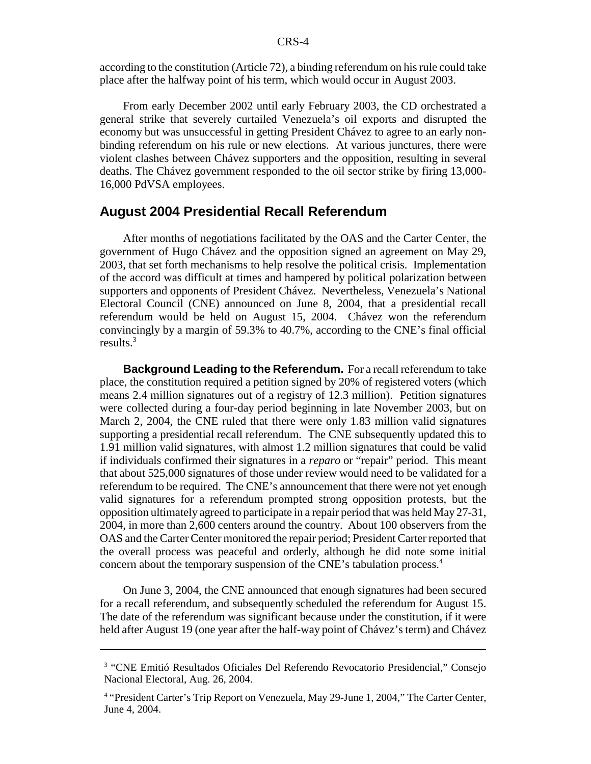according to the constitution (Article 72), a binding referendum on his rule could take place after the halfway point of his term, which would occur in August 2003.

From early December 2002 until early February 2003, the CD orchestrated a general strike that severely curtailed Venezuela's oil exports and disrupted the economy but was unsuccessful in getting President Chávez to agree to an early non-binding referendum on his rule or new elections. At various junctures, there were violent clashes between Chávez supporters and the opposition, resulting in several deaths. The Chávez government responded to the oil sector strike by firing 13,000-16,000 PdVSA employees.

## August 2004 Presidential Recall Referendum

After months of negotiations facilitated by the OAS and the Carter Center, the government of Hugo Chávez and the opposition signed an agreement on May 29, 2003, that set forth mechanisms to help resolve the political crisis. Implementation of the accord was difficult at times and hampered by political polarization between supporters and opponents of President Chávez. Nevertheless, Venezuela's National Electoral Council (CNE) announced on June 8, 2004, that a presidential recall referendum would be held on August 15, 2004. Chávez won the referendum convincingly by a margin of 59.3% to 40.7%, according to the CNE's final official results.[3]

**Background Leading to the Referendum.** For a recall referendum to take place, the constitution required a petition signed by 20% of registered voters (which means 2.4 million signatures out of a registry of 12.3 million). Petition signatures were collected during a four-day period beginning in late November 2003, but on March 2, 2004, the CNE ruled that there were only 1.83 million valid signatures supporting a presidential recall referendum. The CNE subsequently updated this to 1.91 million valid signatures, with almost 1.2 million signatures that could be valid if individuals confirmed their signatures in a *reparo* or "repair" period. This meant that about 525,000 signatures of those under review would need to be validated for a referendum to be required. The CNE's announcement that there were not yet enough valid signatures for a referendum prompted strong opposition protests, but the opposition ultimately agreed to participate in a repair period that was held May 27-31, 2004, in more than 2,600 centers around the country. About 100 observers from the OAS and the Carter Center monitored the repair period; President Carter reported that the overall process was peaceful and orderly, although he did note some initial concern about the temporary suspension of the CNE's tabulation process.[4]

On June 3, 2004, the CNE announced that enough signatures had been secured for a recall referendum, and subsequently scheduled the referendum for August 15. The date of the referendum was significant because under the constitution, if it were held after August 19 (one year after the half-way point of Chávez's term) and Chávez

---

[3] "CNE Emitió Resultados Oficiales Del Referendo Revocatorio Presidencial," Consejo Nacional Electoral, Aug. 26, 2004.

[4] "President Carter's Trip Report on Venezuela, May 29-June 1, 2004," The Carter Center, June 4, 2004.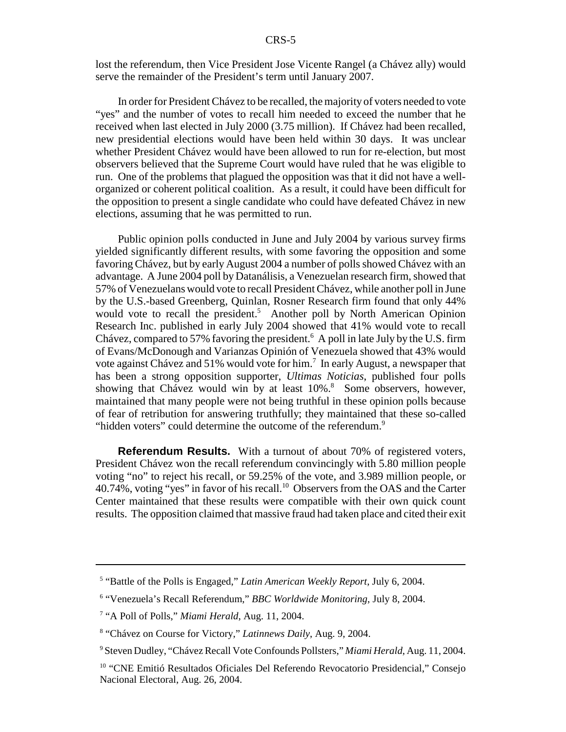lost the referendum, then Vice President Jose Vicente Rangel (a Chávez ally) would serve the remainder of the President's term until January 2007.

In order for President Chávez to be recalled, the majority of voters needed to vote "yes" and the number of votes to recall him needed to exceed the number that he received when last elected in July 2000 (3.75 million). If Chávez had been recalled, new presidential elections would have been held within 30 days. It was unclear whether President Chávez would have been allowed to run for re-election, but most observers believed that the Supreme Court would have ruled that he was eligible to run. One of the problems that plagued the opposition was that it did not have a well-organized or coherent political coalition. As a result, it could have been difficult for the opposition to present a single candidate who could have defeated Chávez in new elections, assuming that he was permitted to run.

Public opinion polls conducted in June and July 2004 by various survey firms yielded significantly different results, with some favoring the opposition and some favoring Chávez, but by early August 2004 a number of polls showed Chávez with an advantage. A June 2004 poll by Datanálisis, a Venezuelan research firm, showed that 57% of Venezuelans would vote to recall President Chávez, while another poll in June by the U.S.-based Greenberg, Quinlan, Rosner Research firm found that only 44% would vote to recall the president.[5] Another poll by North American Opinion Research Inc. published in early July 2004 showed that 41% would vote to recall Chávez, compared to 57% favoring the president.[6] A poll in late July by the U.S. firm of Evans/McDonough and Varianzas Opinión of Venezuela showed that 43% would vote against Chávez and 51% would vote for him.[7] In early August, a newspaper that has been a strong opposition supporter, *Ultimas Noticias*, published four polls showing that Chávez would win by at least 10%.[8] Some observers, however, maintained that many people were not being truthful in these opinion polls because of fear of retribution for answering truthfully; they maintained that these so-called "hidden voters" could determine the outcome of the referendum.[9]

**Referendum Results.** With a turnout of about 70% of registered voters, President Chávez won the recall referendum convincingly with 5.80 million people voting "no" to reject his recall, or 59.25% of the vote, and 3.989 million people, or 40.74%, voting "yes" in favor of his recall.[10] Observers from the OAS and the Carter Center maintained that these results were compatible with their own quick count results. The opposition claimed that massive fraud had taken place and cited their exit

---

[5] "Battle of the Polls is Engaged," *Latin American Weekly Report*, July 6, 2004.

[6] "Venezuela's Recall Referendum," *BBC Worldwide Monitoring*, July 8, 2004.

[7] "A Poll of Polls," *Miami Herald*, Aug. 11, 2004.

[8] "Chávez on Course for Victory," *Latinnews Daily*, Aug. 9, 2004.

[9] Steven Dudley, "Chávez Recall Vote Confounds Pollsters," *Miami Herald*, Aug. 11, 2004.

[10] "CNE Emitió Resultados Oficiales Del Referendo Revocatorio Presidencial," Consejo Nacional Electoral, Aug. 26, 2004.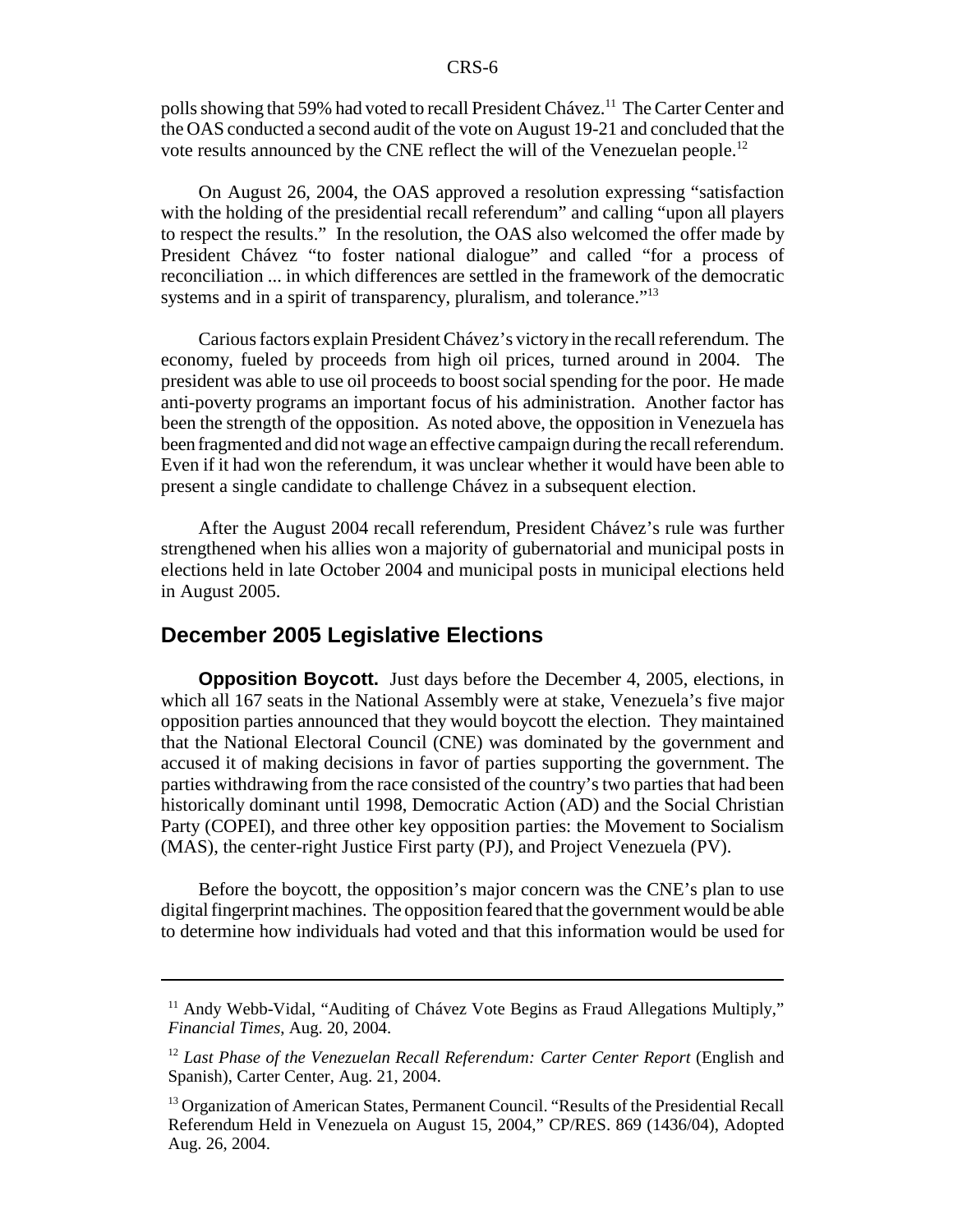polls showing that 59% had voted to recall President Chávez.[11] The Carter Center and the OAS conducted a second audit of the vote on August 19-21 and concluded that the vote results announced by the CNE reflect the will of the Venezuelan people.[12]

On August 26, 2004, the OAS approved a resolution expressing "satisfaction with the holding of the presidential recall referendum" and calling "upon all players to respect the results." In the resolution, the OAS also welcomed the offer made by President Chávez "to foster national dialogue" and called "for a process of reconciliation ... in which differences are settled in the framework of the democratic systems and in a spirit of transparency, pluralism, and tolerance."[13]

Carious factors explain President Chávez's victory in the recall referendum. The economy, fueled by proceeds from high oil prices, turned around in 2004. The president was able to use oil proceeds to boost social spending for the poor. He made anti-poverty programs an important focus of his administration. Another factor has been the strength of the opposition. As noted above, the opposition in Venezuela has been fragmented and did not wage an effective campaign during the recall referendum. Even if it had won the referendum, it was unclear whether it would have been able to present a single candidate to challenge Chávez in a subsequent election.

After the August 2004 recall referendum, President Chávez's rule was further strengthened when his allies won a majority of gubernatorial and municipal posts in elections held in late October 2004 and municipal posts in municipal elections held in August 2005.

## December 2005 Legislative Elections

**Opposition Boycott.** Just days before the December 4, 2005, elections, in which all 167 seats in the National Assembly were at stake, Venezuela's five major opposition parties announced that they would boycott the election. They maintained that the National Electoral Council (CNE) was dominated by the government and accused it of making decisions in favor of parties supporting the government. The parties withdrawing from the race consisted of the country's two parties that had been historically dominant until 1998, Democratic Action (AD) and the Social Christian Party (COPEI), and three other key opposition parties: the Movement to Socialism (MAS), the center-right Justice First party (PJ), and Project Venezuela (PV).

Before the boycott, the opposition's major concern was the CNE's plan to use digital fingerprint machines. The opposition feared that the government would be able to determine how individuals had voted and that this information would be used for

---

[11] Andy Webb-Vidal, "Auditing of Chávez Vote Begins as Fraud Allegations Multiply," *Financial Times*, Aug. 20, 2004.

[12] *Last Phase of the Venezuelan Recall Referendum: Carter Center Report* (English and Spanish), Carter Center, Aug. 21, 2004.

[13] Organization of American States, Permanent Council. "Results of the Presidential Recall Referendum Held in Venezuela on August 15, 2004," CP/RES. 869 (1436/04), Adopted Aug. 26, 2004.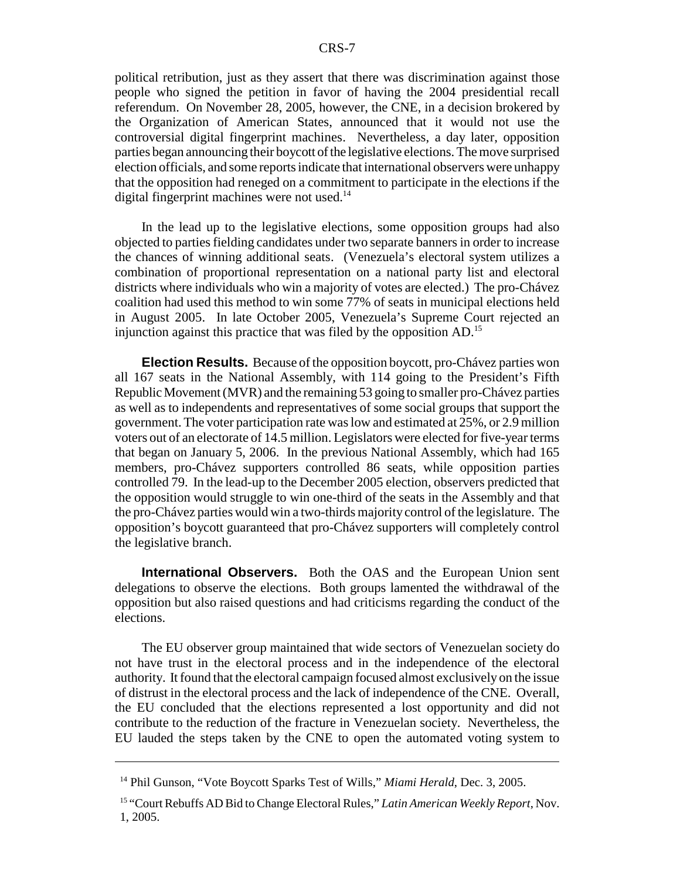political retribution, just as they assert that there was discrimination against those people who signed the petition in favor of having the 2004 presidential recall referendum. On November 28, 2005, however, the CNE, in a decision brokered by the Organization of American States, announced that it would not use the controversial digital fingerprint machines. Nevertheless, a day later, opposition parties began announcing their boycott of the legislative elections. The move surprised election officials, and some reports indicate that international observers were unhappy that the opposition had reneged on a commitment to participate in the elections if the digital fingerprint machines were not used.[14]

In the lead up to the legislative elections, some opposition groups had also objected to parties fielding candidates under two separate banners in order to increase the chances of winning additional seats. (Venezuela's electoral system utilizes a combination of proportional representation on a national party list and electoral districts where individuals who win a majority of votes are elected.) The pro-Chávez coalition had used this method to win some 77% of seats in municipal elections held in August 2005. In late October 2005, Venezuela's Supreme Court rejected an injunction against this practice that was filed by the opposition AD.[15]

**Election Results.** Because of the opposition boycott, pro-Chávez parties won all 167 seats in the National Assembly, with 114 going to the President's Fifth Republic Movement (MVR) and the remaining 53 going to smaller pro-Chávez parties as well as to independents and representatives of some social groups that support the government. The voter participation rate was low and estimated at 25%, or 2.9 million voters out of an electorate of 14.5 million. Legislators were elected for five-year terms that began on January 5, 2006. In the previous National Assembly, which had 165 members, pro-Chávez supporters controlled 86 seats, while opposition parties controlled 79. In the lead-up to the December 2005 election, observers predicted that the opposition would struggle to win one-third of the seats in the Assembly and that the pro-Chávez parties would win a two-thirds majority control of the legislature. The opposition's boycott guaranteed that pro-Chávez supporters will completely control the legislative branch.

**International Observers.** Both the OAS and the European Union sent delegations to observe the elections. Both groups lamented the withdrawal of the opposition but also raised questions and had criticisms regarding the conduct of the elections.

The EU observer group maintained that wide sectors of Venezuelan society do not have trust in the electoral process and in the independence of the electoral authority. It found that the electoral campaign focused almost exclusively on the issue of distrust in the electoral process and the lack of independence of the CNE. Overall, the EU concluded that the elections represented a lost opportunity and did not contribute to the reduction of the fracture in Venezuelan society. Nevertheless, the EU lauded the steps taken by the CNE to open the automated voting system to

---

[14] Phil Gunson, "Vote Boycott Sparks Test of Wills," *Miami Herald*, Dec. 3, 2005.

[15] "Court Rebuffs AD Bid to Change Electoral Rules," *Latin American Weekly Report*, Nov. 1, 2005.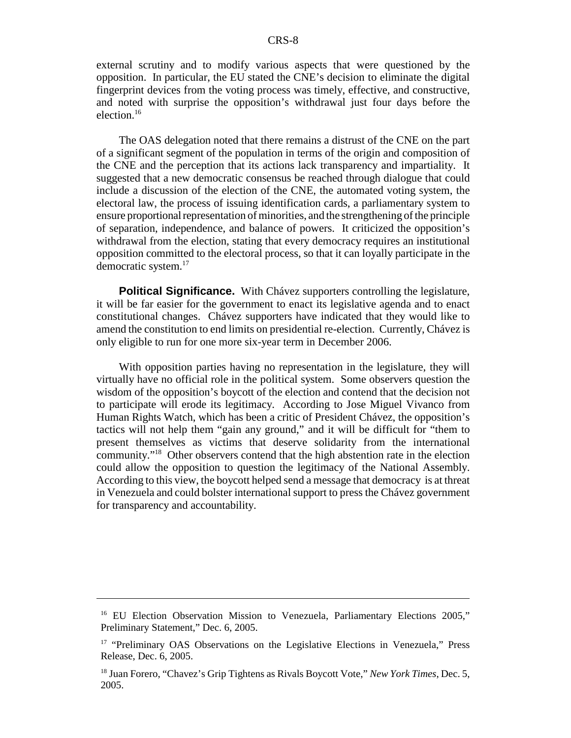external scrutiny and to modify various aspects that were questioned by the opposition. In particular, the EU stated the CNE's decision to eliminate the digital fingerprint devices from the voting process was timely, effective, and constructive, and noted with surprise the opposition's withdrawal just four days before the election.[16]

The OAS delegation noted that there remains a distrust of the CNE on the part of a significant segment of the population in terms of the origin and composition of the CNE and the perception that its actions lack transparency and impartiality. It suggested that a new democratic consensus be reached through dialogue that could include a discussion of the election of the CNE, the automated voting system, the electoral law, the process of issuing identification cards, a parliamentary system to ensure proportional representation of minorities, and the strengthening of the principle of separation, independence, and balance of powers. It criticized the opposition's withdrawal from the election, stating that every democracy requires an institutional opposition committed to the electoral process, so that it can loyally participate in the democratic system.[17]

**Political Significance.** With Chávez supporters controlling the legislature, it will be far easier for the government to enact its legislative agenda and to enact constitutional changes. Chávez supporters have indicated that they would like to amend the constitution to end limits on presidential re-election. Currently, Chávez is only eligible to run for one more six-year term in December 2006.

With opposition parties having no representation in the legislature, they will virtually have no official role in the political system. Some observers question the wisdom of the opposition's boycott of the election and contend that the decision not to participate will erode its legitimacy. According to Jose Miguel Vivanco from Human Rights Watch, which has been a critic of President Chávez, the opposition's tactics will not help them "gain any ground," and it will be difficult for "them to present themselves as victims that deserve solidarity from the international community."[18] Other observers contend that the high abstention rate in the election could allow the opposition to question the legitimacy of the National Assembly. According to this view, the boycott helped send a message that democracy is at threat in Venezuela and could bolster international support to press the Chávez government for transparency and accountability.

---

[16] EU Election Observation Mission to Venezuela, Parliamentary Elections 2005," Preliminary Statement," Dec. 6, 2005.

[17] "Preliminary OAS Observations on the Legislative Elections in Venezuela," Press Release, Dec. 6, 2005.

[18] Juan Forero, "Chavez's Grip Tightens as Rivals Boycott Vote," *New York Times*, Dec. 5, 2005.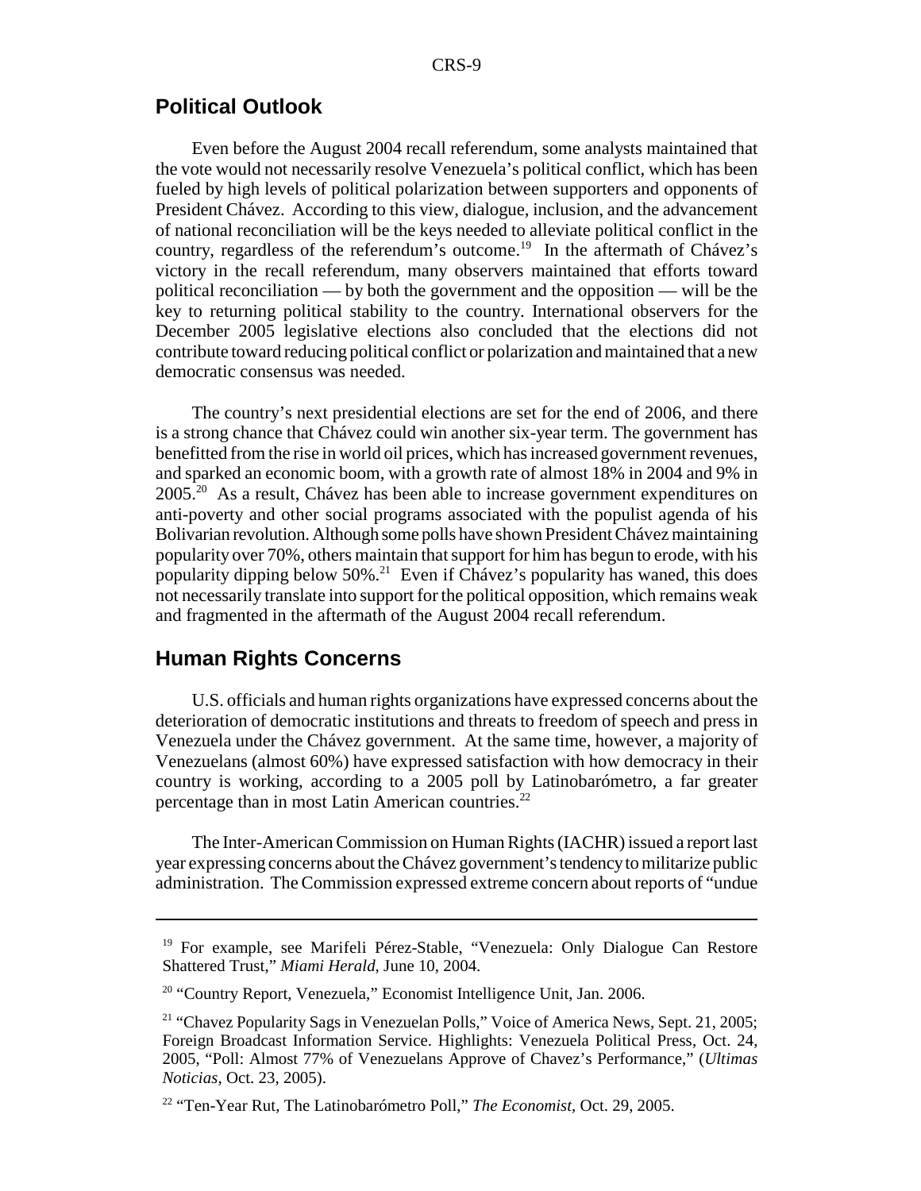## Political Outlook

Even before the August 2004 recall referendum, some analysts maintained that the vote would not necessarily resolve Venezuela's political conflict, which has been fueled by high levels of political polarization between supporters and opponents of President Chávez. According to this view, dialogue, inclusion, and the advancement of national reconciliation will be the keys needed to alleviate political conflict in the country, regardless of the referendum's outcome.[19] In the aftermath of Chávez's victory in the recall referendum, many observers maintained that efforts toward political reconciliation — by both the government and the opposition — will be the key to returning political stability to the country. International observers for the December 2005 legislative elections also concluded that the elections did not contribute toward reducing political conflict or polarization and maintained that a new democratic consensus was needed.

The country's next presidential elections are set for the end of 2006, and there is a strong chance that Chávez could win another six-year term. The government has benefitted from the rise in world oil prices, which has increased government revenues, and sparked an economic boom, with a growth rate of almost 18% in 2004 and 9% in 2005.[20] As a result, Chávez has been able to increase government expenditures on anti-poverty and other social programs associated with the populist agenda of his Bolivarian revolution. Although some polls have shown President Chávez maintaining popularity over 70%, others maintain that support for him has begun to erode, with his popularity dipping below 50%.[21] Even if Chávez's popularity has waned, this does not necessarily translate into support for the political opposition, which remains weak and fragmented in the aftermath of the August 2004 recall referendum.

## Human Rights Concerns

U.S. officials and human rights organizations have expressed concerns about the deterioration of democratic institutions and threats to freedom of speech and press in Venezuela under the Chávez government. At the same time, however, a majority of Venezuelans (almost 60%) have expressed satisfaction with how democracy in their country is working, according to a 2005 poll by Latinobarómetro, a far greater percentage than in most Latin American countries.[22]

The Inter-American Commission on Human Rights (IACHR) issued a report last year expressing concerns about the Chávez government's tendency to militarize public administration. The Commission expressed extreme concern about reports of "undue

---

[19] For example, see Marifeli Pérez-Stable, "Venezuela: Only Dialogue Can Restore Shattered Trust," *Miami Herald*, June 10, 2004.

[20] "Country Report, Venezuela," Economist Intelligence Unit, Jan. 2006.

[21] "Chavez Popularity Sags in Venezuelan Polls," Voice of America News, Sept. 21, 2005; Foreign Broadcast Information Service. Highlights: Venezuela Political Press, Oct. 24, 2005, "Poll: Almost 77% of Venezuelans Approve of Chavez's Performance," (*Ultimas Noticias*, Oct. 23, 2005).

[22] "Ten-Year Rut, The Latinobarómetro Poll," *The Economist*, Oct. 29, 2005.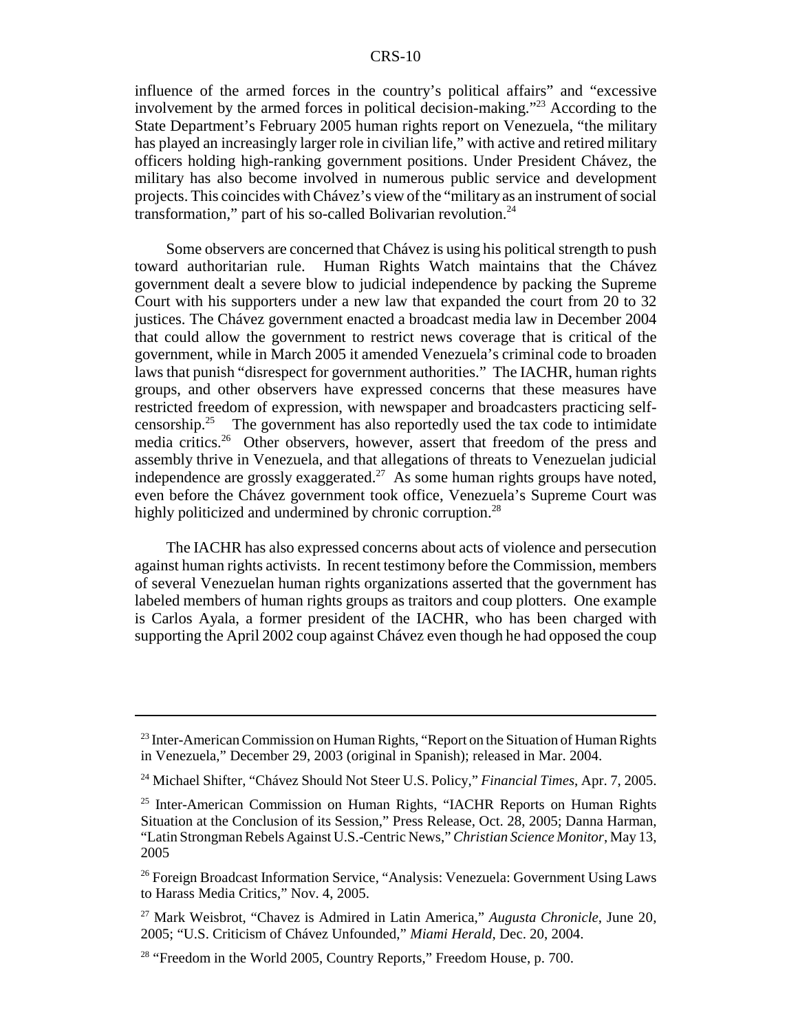influence of the armed forces in the country's political affairs" and "excessive involvement by the armed forces in political decision-making."[23] According to the State Department's February 2005 human rights report on Venezuela, "the military has played an increasingly larger role in civilian life," with active and retired military officers holding high-ranking government positions. Under President Chávez, the military has also become involved in numerous public service and development projects. This coincides with Chávez's view of the "military as an instrument of social transformation," part of his so-called Bolivarian revolution.[24]

Some observers are concerned that Chávez is using his political strength to push toward authoritarian rule. Human Rights Watch maintains that the Chávez government dealt a severe blow to judicial independence by packing the Supreme Court with his supporters under a new law that expanded the court from 20 to 32 justices. The Chávez government enacted a broadcast media law in December 2004 that could allow the government to restrict news coverage that is critical of the government, while in March 2005 it amended Venezuela's criminal code to broaden laws that punish "disrespect for government authorities." The IACHR, human rights groups, and other observers have expressed concerns that these measures have restricted freedom of expression, with newspaper and broadcasters practicing self-censorship.[25] The government has also reportedly used the tax code to intimidate media critics.[26] Other observers, however, assert that freedom of the press and assembly thrive in Venezuela, and that allegations of threats to Venezuelan judicial independence are grossly exaggerated.[27] As some human rights groups have noted, even before the Chávez government took office, Venezuela's Supreme Court was highly politicized and undermined by chronic corruption.[28]

The IACHR has also expressed concerns about acts of violence and persecution against human rights activists. In recent testimony before the Commission, members of several Venezuelan human rights organizations asserted that the government has labeled members of human rights groups as traitors and coup plotters. One example is Carlos Ayala, a former president of the IACHR, who has been charged with supporting the April 2002 coup against Chávez even though he had opposed the coup

---

[23] Inter-American Commission on Human Rights, "Report on the Situation of Human Rights in Venezuela," December 29, 2003 (original in Spanish); released in Mar. 2004.

[24] Michael Shifter, "Chávez Should Not Steer U.S. Policy," *Financial Times*, Apr. 7, 2005.

[25] Inter-American Commission on Human Rights, "IACHR Reports on Human Rights Situation at the Conclusion of its Session," Press Release, Oct. 28, 2005; Danna Harman, "Latin Strongman Rebels Against U.S.-Centric News," *Christian Science Monitor*, May 13, 2005

[26] Foreign Broadcast Information Service, "Analysis: Venezuela: Government Using Laws to Harass Media Critics," Nov. 4, 2005.

[27] Mark Weisbrot, "Chavez is Admired in Latin America," *Augusta Chronicle*, June 20, 2005; "U.S. Criticism of Chávez Unfounded," *Miami Herald*, Dec. 20, 2004.

[28] "Freedom in the World 2005, Country Reports," Freedom House, p. 700.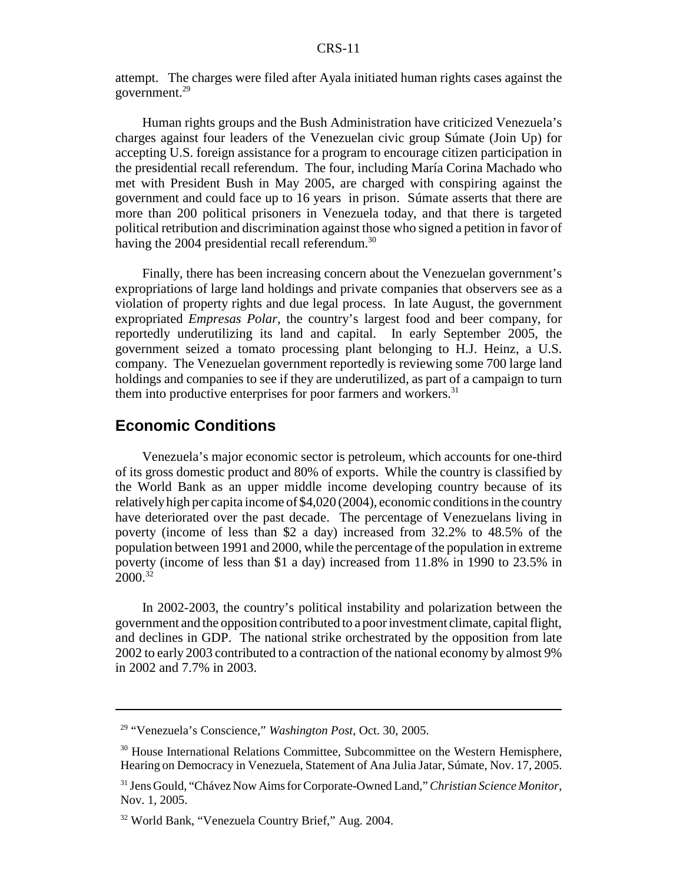attempt. The charges were filed after Ayala initiated human rights cases against the government.[29]

Human rights groups and the Bush Administration have criticized Venezuela's charges against four leaders of the Venezuelan civic group Súmate (Join Up) for accepting U.S. foreign assistance for a program to encourage citizen participation in the presidential recall referendum. The four, including María Corina Machado who met with President Bush in May 2005, are charged with conspiring against the government and could face up to 16 years in prison. Súmate asserts that there are more than 200 political prisoners in Venezuela today, and that there is targeted political retribution and discrimination against those who signed a petition in favor of having the 2004 presidential recall referendum.[30]

Finally, there has been increasing concern about the Venezuelan government's expropriations of large land holdings and private companies that observers see as a violation of property rights and due legal process. In late August, the government expropriated *Empresas Polar*, the country's largest food and beer company, for reportedly underutilizing its land and capital. In early September 2005, the government seized a tomato processing plant belonging to H.J. Heinz, a U.S. company. The Venezuelan government reportedly is reviewing some 700 large land holdings and companies to see if they are underutilized, as part of a campaign to turn them into productive enterprises for poor farmers and workers.[31]

## Economic Conditions

Venezuela's major economic sector is petroleum, which accounts for one-third of its gross domestic product and 80% of exports. While the country is classified by the World Bank as an upper middle income developing country because of its relatively high per capita income of $4,020 (2004), economic conditions in the country have deteriorated over the past decade. The percentage of Venezuelans living in poverty (income of less than $2 a day) increased from 32.2% to 48.5% of the population between 1991 and 2000, while the percentage of the population in extreme poverty (income of less than $1 a day) increased from 11.8% in 1990 to 23.5% in 2000.[32]

In 2002-2003, the country's political instability and polarization between the government and the opposition contributed to a poor investment climate, capital flight, and declines in GDP. The national strike orchestrated by the opposition from late 2002 to early 2003 contributed to a contraction of the national economy by almost 9% in 2002 and 7.7% in 2003.

---

[29] "Venezuela's Conscience," *Washington Post*, Oct. 30, 2005.

[30] House International Relations Committee, Subcommittee on the Western Hemisphere, Hearing on Democracy in Venezuela, Statement of Ana Julia Jatar, Súmate, Nov. 17, 2005.

[31] Jens Gould, "Chávez Now Aims for Corporate-Owned Land," *Christian Science Monitor*, Nov. 1, 2005.

[32] World Bank, "Venezuela Country Brief," Aug. 2004.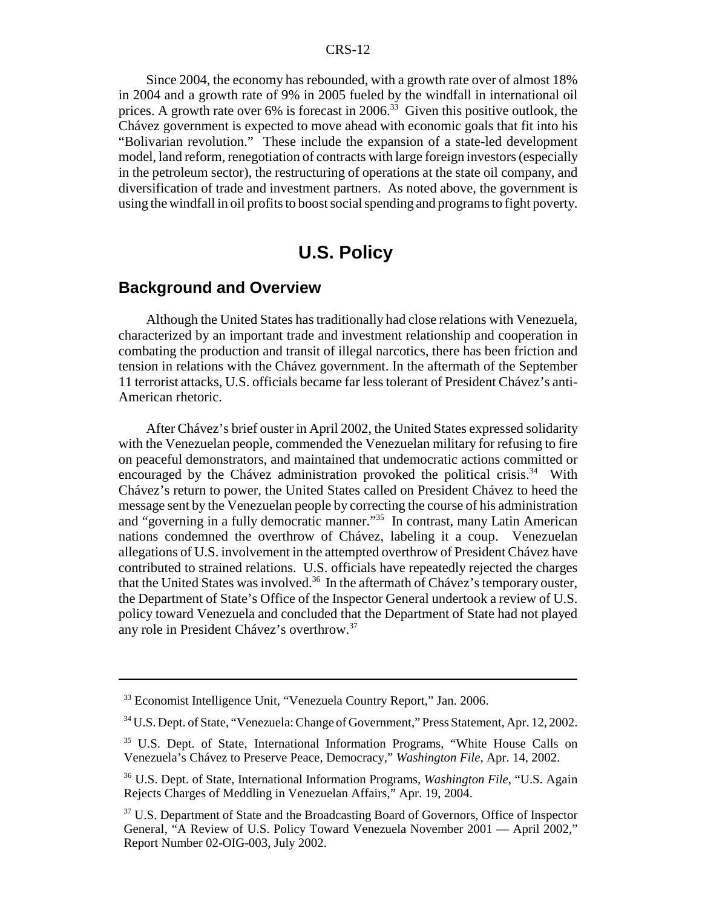Since 2004, the economy has rebounded, with a growth rate over of almost 18% in 2004 and a growth rate of 9% in 2005 fueled by the windfall in international oil prices. A growth rate over 6% is forecast in 2006.[33] Given this positive outlook, the Chávez government is expected to move ahead with economic goals that fit into his "Bolivarian revolution." These include the expansion of a state-led development model, land reform, renegotiation of contracts with large foreign investors (especially in the petroleum sector), the restructuring of operations at the state oil company, and diversification of trade and investment partners. As noted above, the government is using the windfall in oil profits to boost social spending and programs to fight poverty.

# U.S. Policy

## Background and Overview

Although the United States has traditionally had close relations with Venezuela, characterized by an important trade and investment relationship and cooperation in combating the production and transit of illegal narcotics, there has been friction and tension in relations with the Chávez government. In the aftermath of the September 11 terrorist attacks, U.S. officials became far less tolerant of President Chávez's anti-American rhetoric.

After Chávez's brief ouster in April 2002, the United States expressed solidarity with the Venezuelan people, commended the Venezuelan military for refusing to fire on peaceful demonstrators, and maintained that undemocratic actions committed or encouraged by the Chávez administration provoked the political crisis.[34] With Chávez's return to power, the United States called on President Chávez to heed the message sent by the Venezuelan people by correcting the course of his administration and "governing in a fully democratic manner."[35] In contrast, many Latin American nations condemned the overthrow of Chávez, labeling it a coup. Venezuelan allegations of U.S. involvement in the attempted overthrow of President Chávez have contributed to strained relations. U.S. officials have repeatedly rejected the charges that the United States was involved.[36] In the aftermath of Chávez's temporary ouster, the Department of State's Office of the Inspector General undertook a review of U.S. policy toward Venezuela and concluded that the Department of State had not played any role in President Chávez's overthrow.[37]

---

[33] Economist Intelligence Unit, "Venezuela Country Report," Jan. 2006.

[34] U.S. Dept. of State, "Venezuela: Change of Government," Press Statement, Apr. 12, 2002.

[35] U.S. Dept. of State, International Information Programs, "White House Calls on Venezuela's Chávez to Preserve Peace, Democracy," *Washington File*, Apr. 14, 2002.

[36] U.S. Dept. of State, International Information Programs, *Washington File*, "U.S. Again Rejects Charges of Meddling in Venezuelan Affairs," Apr. 19, 2004.

[37] U.S. Department of State and the Broadcasting Board of Governors, Office of Inspector General, "A Review of U.S. Policy Toward Venezuela November 2001 — April 2002," Report Number 02-OIG-003, July 2002.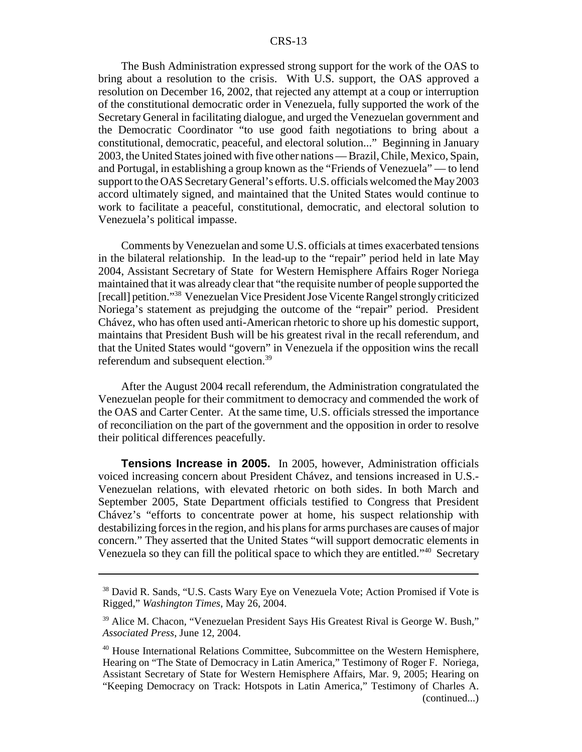The Bush Administration expressed strong support for the work of the OAS to bring about a resolution to the crisis. With U.S. support, the OAS approved a resolution on December 16, 2002, that rejected any attempt at a coup or interruption of the constitutional democratic order in Venezuela, fully supported the work of the Secretary General in facilitating dialogue, and urged the Venezuelan government and the Democratic Coordinator "to use good faith negotiations to bring about a constitutional, democratic, peaceful, and electoral solution..." Beginning in January 2003, the United States joined with five other nations — Brazil, Chile, Mexico, Spain, and Portugal, in establishing a group known as the "Friends of Venezuela" — to lend support to the OAS Secretary General's efforts. U.S. officials welcomed the May 2003 accord ultimately signed, and maintained that the United States would continue to work to facilitate a peaceful, constitutional, democratic, and electoral solution to Venezuela's political impasse.

Comments by Venezuelan and some U.S. officials at times exacerbated tensions in the bilateral relationship. In the lead-up to the "repair" period held in late May 2004, Assistant Secretary of State for Western Hemisphere Affairs Roger Noriega maintained that it was already clear that "the requisite number of people supported the [recall] petition."[38] Venezuelan Vice President Jose Vicente Rangel strongly criticized Noriega's statement as prejudging the outcome of the "repair" period. President Chávez, who has often used anti-American rhetoric to shore up his domestic support, maintains that President Bush will be his greatest rival in the recall referendum, and that the United States would "govern" in Venezuela if the opposition wins the recall referendum and subsequent election.[39]

After the August 2004 recall referendum, the Administration congratulated the Venezuelan people for their commitment to democracy and commended the work of the OAS and Carter Center. At the same time, U.S. officials stressed the importance of reconciliation on the part of the government and the opposition in order to resolve their political differences peacefully.

**Tensions Increase in 2005.** In 2005, however, Administration officials voiced increasing concern about President Chávez, and tensions increased in U.S.-Venezuelan relations, with elevated rhetoric on both sides. In both March and September 2005, State Department officials testified to Congress that President Chávez's "efforts to concentrate power at home, his suspect relationship with destabilizing forces in the region, and his plans for arms purchases are causes of major concern." They asserted that the United States "will support democratic elements in Venezuela so they can fill the political space to which they are entitled."[40] Secretary

---

[38] David R. Sands, "U.S. Casts Wary Eye on Venezuela Vote; Action Promised if Vote is Rigged," *Washington Times*, May 26, 2004.

[39] Alice M. Chacon, "Venezuelan President Says His Greatest Rival is George W. Bush," *Associated Press*, June 12, 2004.

[40] House International Relations Committee, Subcommittee on the Western Hemisphere, Hearing on "The State of Democracy in Latin America," Testimony of Roger F. Noriega, Assistant Secretary of State for Western Hemisphere Affairs, Mar. 9, 2005; Hearing on "Keeping Democracy on Track: Hotspots in Latin America," Testimony of Charles A. (continued...)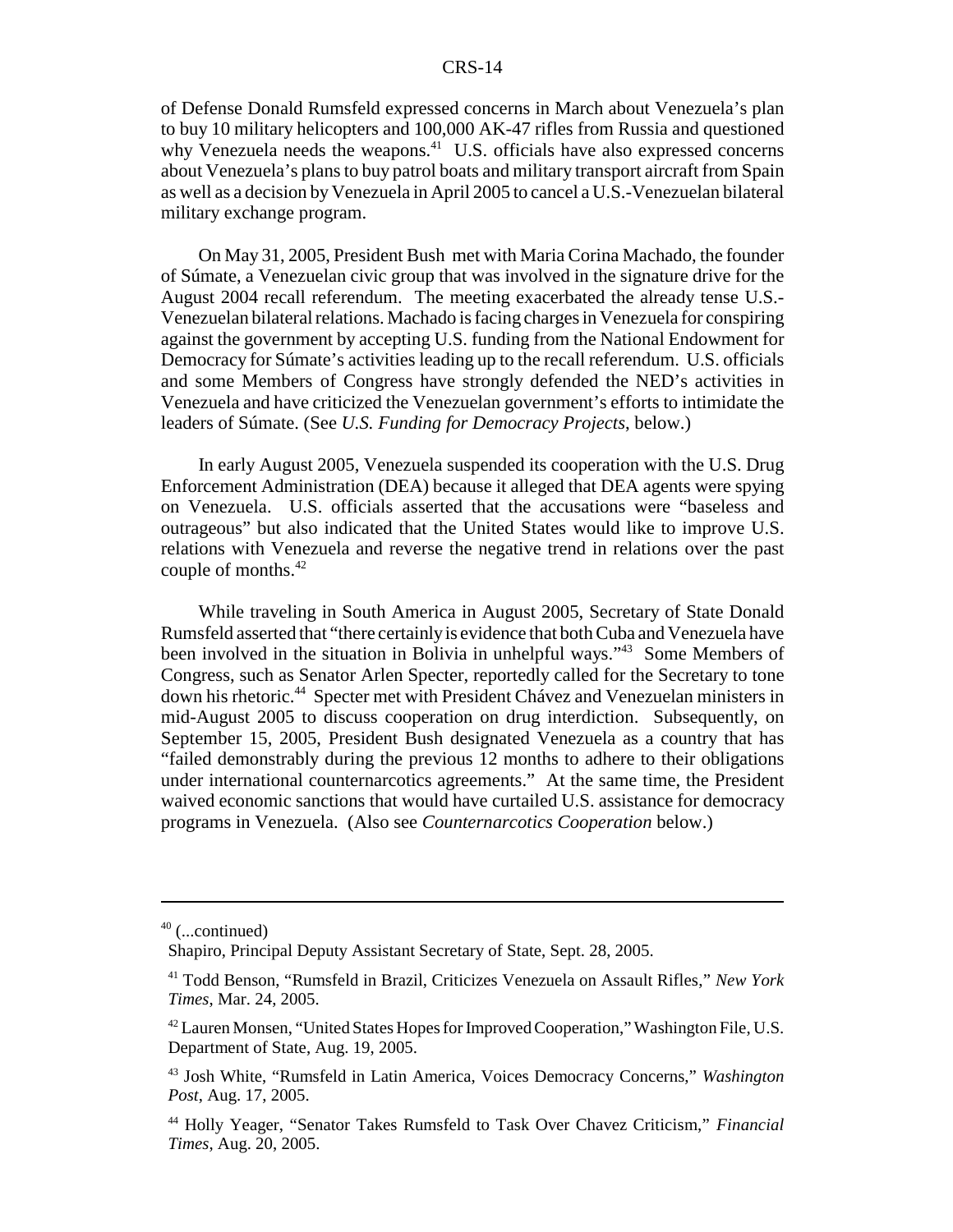of Defense Donald Rumsfeld expressed concerns in March about Venezuela's plan to buy 10 military helicopters and 100,000 AK-47 rifles from Russia and questioned why Venezuela needs the weapons.[41] U.S. officials have also expressed concerns about Venezuela's plans to buy patrol boats and military transport aircraft from Spain as well as a decision by Venezuela in April 2005 to cancel a U.S.-Venezuelan bilateral military exchange program.

On May 31, 2005, President Bush met with Maria Corina Machado, the founder of Súmate, a Venezuelan civic group that was involved in the signature drive for the August 2004 recall referendum. The meeting exacerbated the already tense U.S.-Venezuelan bilateral relations. Machado is facing charges in Venezuela for conspiring against the government by accepting U.S. funding from the National Endowment for Democracy for Súmate's activities leading up to the recall referendum. U.S. officials and some Members of Congress have strongly defended the NED's activities in Venezuela and have criticized the Venezuelan government's efforts to intimidate the leaders of Súmate. (See *U.S. Funding for Democracy Projects*, below.)

In early August 2005, Venezuela suspended its cooperation with the U.S. Drug Enforcement Administration (DEA) because it alleged that DEA agents were spying on Venezuela. U.S. officials asserted that the accusations were "baseless and outrageous" but also indicated that the United States would like to improve U.S. relations with Venezuela and reverse the negative trend in relations over the past couple of months.[42]

While traveling in South America in August 2005, Secretary of State Donald Rumsfeld asserted that "there certainly is evidence that both Cuba and Venezuela have been involved in the situation in Bolivia in unhelpful ways."[43] Some Members of Congress, such as Senator Arlen Specter, reportedly called for the Secretary to tone down his rhetoric.[44] Specter met with President Chávez and Venezuelan ministers in mid-August 2005 to discuss cooperation on drug interdiction. Subsequently, on September 15, 2005, President Bush designated Venezuela as a country that has "failed demonstrably during the previous 12 months to adhere to their obligations under international counternarcotics agreements." At the same time, the President waived economic sanctions that would have curtailed U.S. assistance for democracy programs in Venezuela. (Also see *Counternarcotics Cooperation* below.)

---

[40] (...continued)
Shapiro, Principal Deputy Assistant Secretary of State, Sept. 28, 2005.

[41] Todd Benson, "Rumsfeld in Brazil, Criticizes Venezuela on Assault Rifles," *New York Times*, Mar. 24, 2005.

[42] Lauren Monsen, "United States Hopes for Improved Cooperation," Washington File, U.S. Department of State, Aug. 19, 2005.

[43] Josh White, "Rumsfeld in Latin America, Voices Democracy Concerns," *Washington Post*, Aug. 17, 2005.

[44] Holly Yeager, "Senator Takes Rumsfeld to Task Over Chavez Criticism," *Financial Times*, Aug. 20, 2005.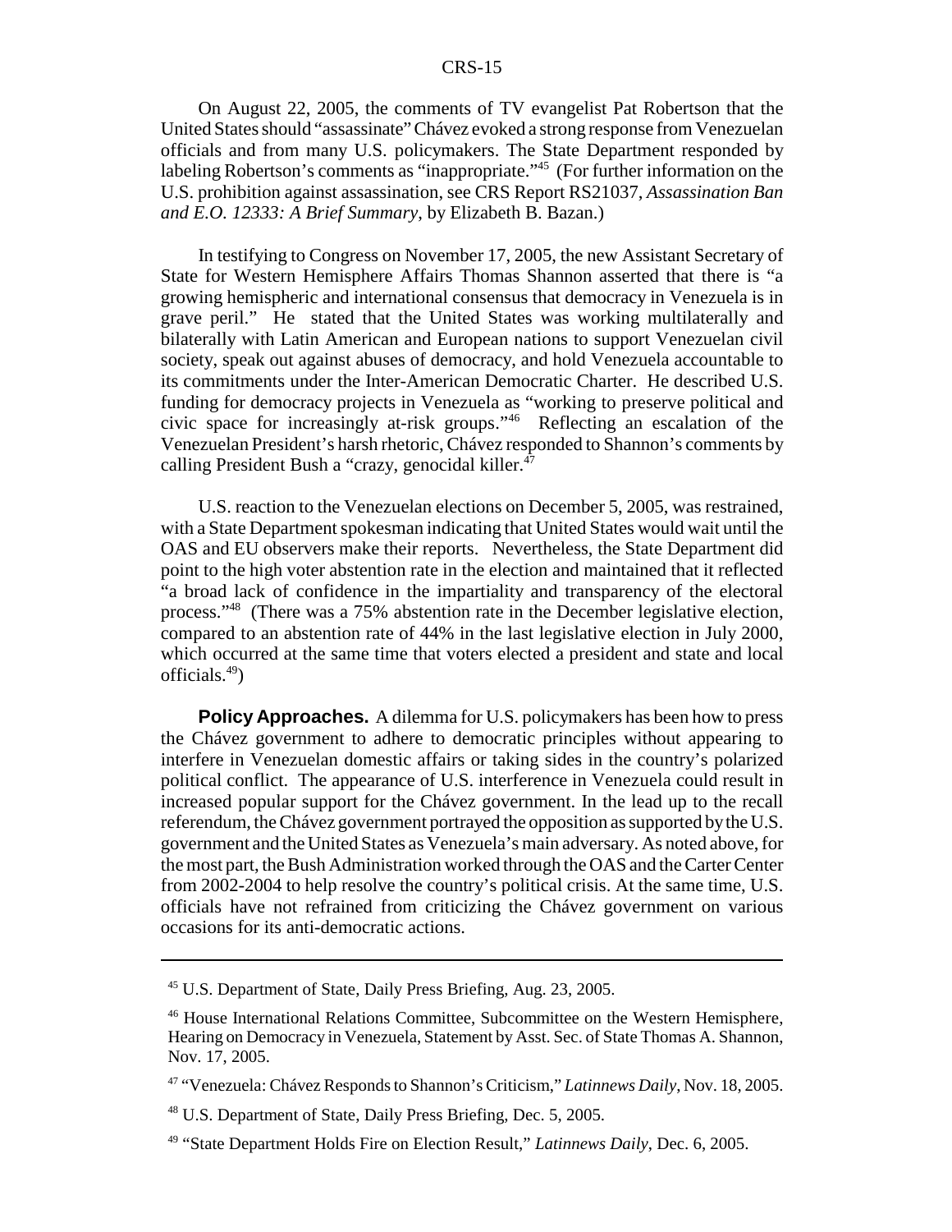On August 22, 2005, the comments of TV evangelist Pat Robertson that the United States should "assassinate" Chávez evoked a strong response from Venezuelan officials and from many U.S. policymakers. The State Department responded by labeling Robertson's comments as "inappropriate."[45] (For further information on the U.S. prohibition against assassination, see CRS Report RS21037, *Assassination Ban and E.O. 12333: A Brief Summary*, by Elizabeth B. Bazan.)

In testifying to Congress on November 17, 2005, the new Assistant Secretary of State for Western Hemisphere Affairs Thomas Shannon asserted that there is "a growing hemispheric and international consensus that democracy in Venezuela is in grave peril." He stated that the United States was working multilaterally and bilaterally with Latin American and European nations to support Venezuelan civil society, speak out against abuses of democracy, and hold Venezuela accountable to its commitments under the Inter-American Democratic Charter. He described U.S. funding for democracy projects in Venezuela as "working to preserve political and civic space for increasingly at-risk groups."[46] Reflecting an escalation of the Venezuelan President's harsh rhetoric, Chávez responded to Shannon's comments by calling President Bush a "crazy, genocidal killer.[47]

U.S. reaction to the Venezuelan elections on December 5, 2005, was restrained, with a State Department spokesman indicating that United States would wait until the OAS and EU observers make their reports. Nevertheless, the State Department did point to the high voter abstention rate in the election and maintained that it reflected "a broad lack of confidence in the impartiality and transparency of the electoral process."[48] (There was a 75% abstention rate in the December legislative election, compared to an abstention rate of 44% in the last legislative election in July 2000, which occurred at the same time that voters elected a president and state and local officials.[49])

**Policy Approaches.** A dilemma for U.S. policymakers has been how to press the Chávez government to adhere to democratic principles without appearing to interfere in Venezuelan domestic affairs or taking sides in the country's polarized political conflict. The appearance of U.S. interference in Venezuela could result in increased popular support for the Chávez government. In the lead up to the recall referendum, the Chávez government portrayed the opposition as supported by the U.S. government and the United States as Venezuela's main adversary. As noted above, for the most part, the Bush Administration worked through the OAS and the Carter Center from 2002-2004 to help resolve the country's political crisis. At the same time, U.S. officials have not refrained from criticizing the Chávez government on various occasions for its anti-democratic actions.

---

[45] U.S. Department of State, Daily Press Briefing, Aug. 23, 2005.

[46] House International Relations Committee, Subcommittee on the Western Hemisphere, Hearing on Democracy in Venezuela, Statement by Asst. Sec. of State Thomas A. Shannon, Nov. 17, 2005.

[47] "Venezuela: Chávez Responds to Shannon's Criticism," *Latinnews Daily*, Nov. 18, 2005.

[48] U.S. Department of State, Daily Press Briefing, Dec. 5, 2005.

[49] "State Department Holds Fire on Election Result," *Latinnews Daily*, Dec. 6, 2005.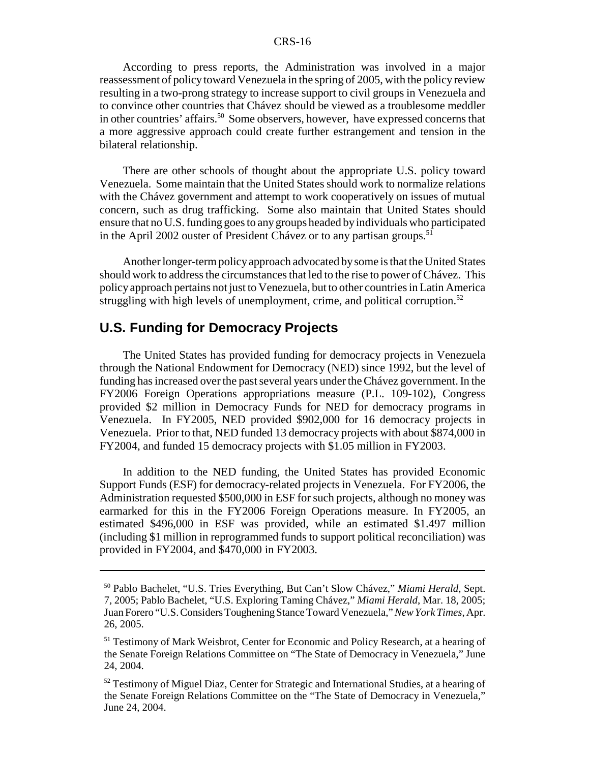According to press reports, the Administration was involved in a major reassessment of policy toward Venezuela in the spring of 2005, with the policy review resulting in a two-prong strategy to increase support to civil groups in Venezuela and to convince other countries that Chávez should be viewed as a troublesome meddler in other countries' affairs.[50] Some observers, however, have expressed concerns that a more aggressive approach could create further estrangement and tension in the bilateral relationship.

There are other schools of thought about the appropriate U.S. policy toward Venezuela. Some maintain that the United States should work to normalize relations with the Chávez government and attempt to work cooperatively on issues of mutual concern, such as drug trafficking. Some also maintain that United States should ensure that no U.S. funding goes to any groups headed by individuals who participated in the April 2002 ouster of President Chávez or to any partisan groups.[51]

Another longer-term policy approach advocated by some is that the United States should work to address the circumstances that led to the rise to power of Chávez. This policy approach pertains not just to Venezuela, but to other countries in Latin America struggling with high levels of unemployment, crime, and political corruption.[52]

## U.S. Funding for Democracy Projects

The United States has provided funding for democracy projects in Venezuela through the National Endowment for Democracy (NED) since 1992, but the level of funding has increased over the past several years under the Chávez government. In the FY2006 Foreign Operations appropriations measure (P.L. 109-102), Congress provided \$2 million in Democracy Funds for NED for democracy programs in Venezuela. In FY2005, NED provided \$902,000 for 16 democracy projects in Venezuela. Prior to that, NED funded 13 democracy projects with about \$874,000 in FY2004, and funded 15 democracy projects with \$1.05 million in FY2003.

In addition to the NED funding, the United States has provided Economic Support Funds (ESF) for democracy-related projects in Venezuela. For FY2006, the Administration requested \$500,000 in ESF for such projects, although no money was earmarked for this in the FY2006 Foreign Operations measure. In FY2005, an estimated \$496,000 in ESF was provided, while an estimated \$1.497 million (including \$1 million in reprogrammed funds to support political reconciliation) was provided in FY2004, and \$470,000 in FY2003.

---

[50] Pablo Bachelet, "U.S. Tries Everything, But Can't Slow Chávez," *Miami Herald*, Sept. 7, 2005; Pablo Bachelet, "U.S. Exploring Taming Chávez," *Miami Herald*, Mar. 18, 2005; Juan Forero "U.S. Considers Toughening Stance Toward Venezuela," *New York Times*, Apr. 26, 2005.

[51] Testimony of Mark Weisbrot, Center for Economic and Policy Research, at a hearing of the Senate Foreign Relations Committee on "The State of Democracy in Venezuela," June 24, 2004.

[52] Testimony of Miguel Diaz, Center for Strategic and International Studies, at a hearing of the Senate Foreign Relations Committee on the "The State of Democracy in Venezuela," June 24, 2004.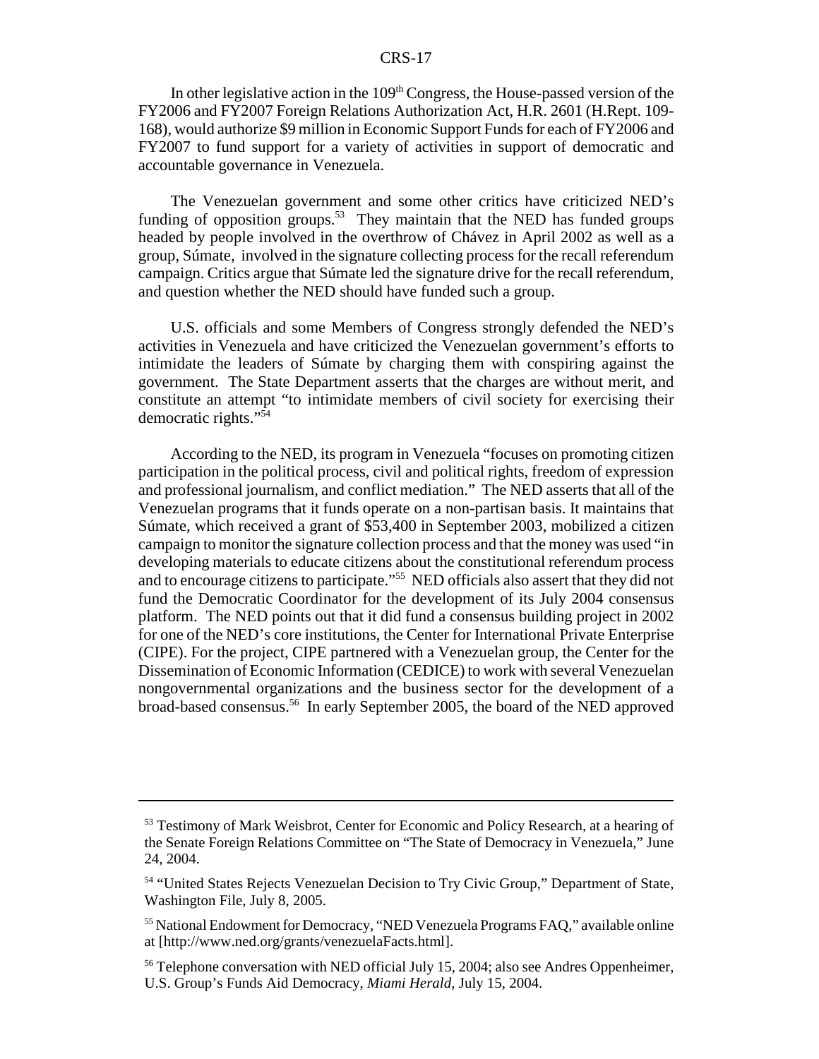In other legislative action in the 109th Congress, the House-passed version of the FY2006 and FY2007 Foreign Relations Authorization Act, H.R. 2601 (H.Rept. 109-168), would authorize $9 million in Economic Support Funds for each of FY2006 and FY2007 to fund support for a variety of activities in support of democratic and accountable governance in Venezuela.

The Venezuelan government and some other critics have criticized NED's funding of opposition groups.[53] They maintain that the NED has funded groups headed by people involved in the overthrow of Chávez in April 2002 as well as a group, Súmate, involved in the signature collecting process for the recall referendum campaign. Critics argue that Súmate led the signature drive for the recall referendum, and question whether the NED should have funded such a group.

U.S. officials and some Members of Congress strongly defended the NED's activities in Venezuela and have criticized the Venezuelan government's efforts to intimidate the leaders of Súmate by charging them with conspiring against the government. The State Department asserts that the charges are without merit, and constitute an attempt "to intimidate members of civil society for exercising their democratic rights."[54]

According to the NED, its program in Venezuela "focuses on promoting citizen participation in the political process, civil and political rights, freedom of expression and professional journalism, and conflict mediation." The NED asserts that all of the Venezuelan programs that it funds operate on a non-partisan basis. It maintains that Súmate, which received a grant of $53,400 in September 2003, mobilized a citizen campaign to monitor the signature collection process and that the money was used "in developing materials to educate citizens about the constitutional referendum process and to encourage citizens to participate."[55] NED officials also assert that they did not fund the Democratic Coordinator for the development of its July 2004 consensus platform. The NED points out that it did fund a consensus building project in 2002 for one of the NED's core institutions, the Center for International Private Enterprise (CIPE). For the project, CIPE partnered with a Venezuelan group, the Center for the Dissemination of Economic Information (CEDICE) to work with several Venezuelan nongovernmental organizations and the business sector for the development of a broad-based consensus.[56] In early September 2005, the board of the NED approved

---

[53] Testimony of Mark Weisbrot, Center for Economic and Policy Research, at a hearing of the Senate Foreign Relations Committee on "The State of Democracy in Venezuela," June 24, 2004.

[54] "United States Rejects Venezuelan Decision to Try Civic Group," Department of State, Washington File, July 8, 2005.

[55] National Endowment for Democracy, "NED Venezuela Programs FAQ," available online at [http://www.ned.org/grants/venezuelaFacts.html].

[56] Telephone conversation with NED official July 15, 2004; also see Andres Oppenheimer, U.S. Group's Funds Aid Democracy, *Miami Herald*, July 15, 2004.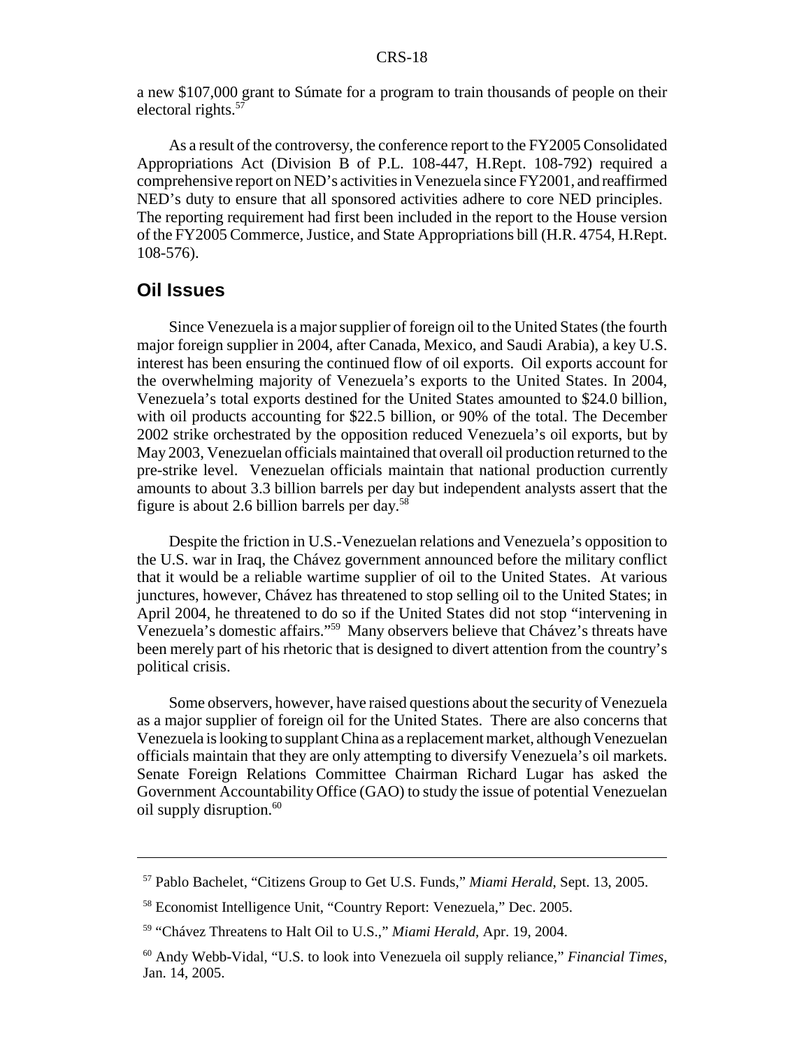a new $107,000 grant to Súmate for a program to train thousands of people on their electoral rights.[57]

As a result of the controversy, the conference report to the FY2005 Consolidated Appropriations Act (Division B of P.L. 108-447, H.Rept. 108-792) required a comprehensive report on NED's activities in Venezuela since FY2001, and reaffirmed NED's duty to ensure that all sponsored activities adhere to core NED principles. The reporting requirement had first been included in the report to the House version of the FY2005 Commerce, Justice, and State Appropriations bill (H.R. 4754, H.Rept. 108-576).

## Oil Issues

Since Venezuela is a major supplier of foreign oil to the United States (the fourth major foreign supplier in 2004, after Canada, Mexico, and Saudi Arabia), a key U.S. interest has been ensuring the continued flow of oil exports. Oil exports account for the overwhelming majority of Venezuela's exports to the United States. In 2004, Venezuela's total exports destined for the United States amounted to $24.0 billion, with oil products accounting for $22.5 billion, or 90% of the total. The December 2002 strike orchestrated by the opposition reduced Venezuela's oil exports, but by May 2003, Venezuelan officials maintained that overall oil production returned to the pre-strike level. Venezuelan officials maintain that national production currently amounts to about 3.3 billion barrels per day but independent analysts assert that the figure is about 2.6 billion barrels per day.[58]

Despite the friction in U.S.-Venezuelan relations and Venezuela's opposition to the U.S. war in Iraq, the Chávez government announced before the military conflict that it would be a reliable wartime supplier of oil to the United States. At various junctures, however, Chávez has threatened to stop selling oil to the United States; in April 2004, he threatened to do so if the United States did not stop "intervening in Venezuela's domestic affairs."[59] Many observers believe that Chávez's threats have been merely part of his rhetoric that is designed to divert attention from the country's political crisis.

Some observers, however, have raised questions about the security of Venezuela as a major supplier of foreign oil for the United States. There are also concerns that Venezuela is looking to supplant China as a replacement market, although Venezuelan officials maintain that they are only attempting to diversify Venezuela's oil markets. Senate Foreign Relations Committee Chairman Richard Lugar has asked the Government Accountability Office (GAO) to study the issue of potential Venezuelan oil supply disruption.[60]

---

[57] Pablo Bachelet, "Citizens Group to Get U.S. Funds," *Miami Herald*, Sept. 13, 2005.

[58] Economist Intelligence Unit, "Country Report: Venezuela," Dec. 2005.

[59] "Chávez Threatens to Halt Oil to U.S.," *Miami Herald*, Apr. 19, 2004.

[60] Andy Webb-Vidal, "U.S. to look into Venezuela oil supply reliance," *Financial Times*, Jan. 14, 2005.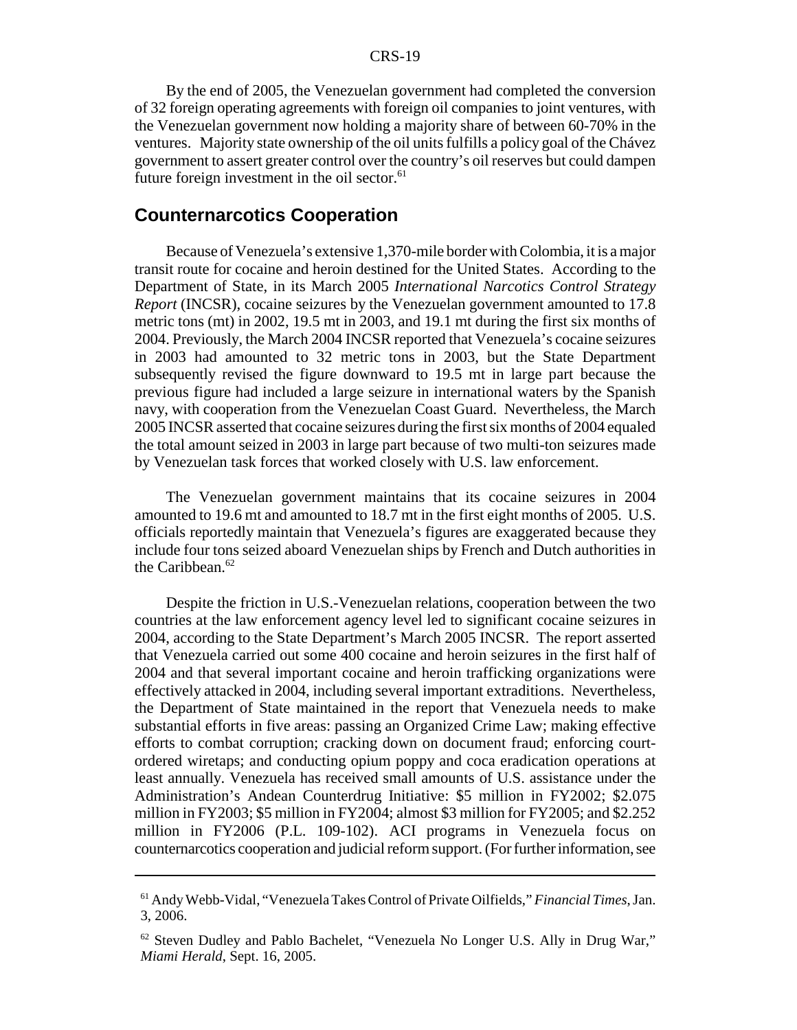By the end of 2005, the Venezuelan government had completed the conversion of 32 foreign operating agreements with foreign oil companies to joint ventures, with the Venezuelan government now holding a majority share of between 60-70% in the ventures. Majority state ownership of the oil units fulfills a policy goal of the Chávez government to assert greater control over the country's oil reserves but could dampen future foreign investment in the oil sector.[61]

## Counternarcotics Cooperation

Because of Venezuela's extensive 1,370-mile border with Colombia, it is a major transit route for cocaine and heroin destined for the United States. According to the Department of State, in its March 2005 *International Narcotics Control Strategy Report* (INCSR), cocaine seizures by the Venezuelan government amounted to 17.8 metric tons (mt) in 2002, 19.5 mt in 2003, and 19.1 mt during the first six months of 2004. Previously, the March 2004 INCSR reported that Venezuela's cocaine seizures in 2003 had amounted to 32 metric tons in 2003, but the State Department subsequently revised the figure downward to 19.5 mt in large part because the previous figure had included a large seizure in international waters by the Spanish navy, with cooperation from the Venezuelan Coast Guard. Nevertheless, the March 2005 INCSR asserted that cocaine seizures during the first six months of 2004 equaled the total amount seized in 2003 in large part because of two multi-ton seizures made by Venezuelan task forces that worked closely with U.S. law enforcement.

The Venezuelan government maintains that its cocaine seizures in 2004 amounted to 19.6 mt and amounted to 18.7 mt in the first eight months of 2005. U.S. officials reportedly maintain that Venezuela's figures are exaggerated because they include four tons seized aboard Venezuelan ships by French and Dutch authorities in the Caribbean.[62]

Despite the friction in U.S.-Venezuelan relations, cooperation between the two countries at the law enforcement agency level led to significant cocaine seizures in 2004, according to the State Department's March 2005 INCSR. The report asserted that Venezuela carried out some 400 cocaine and heroin seizures in the first half of 2004 and that several important cocaine and heroin trafficking organizations were effectively attacked in 2004, including several important extraditions. Nevertheless, the Department of State maintained in the report that Venezuela needs to make substantial efforts in five areas: passing an Organized Crime Law; making effective efforts to combat corruption; cracking down on document fraud; enforcing court-ordered wiretaps; and conducting opium poppy and coca eradication operations at least annually. Venezuela has received small amounts of U.S. assistance under the Administration's Andean Counterdrug Initiative: $5 million in FY2002; $2.075 million in FY2003; $5 million in FY2004; almost $3 million for FY2005; and $2.252 million in FY2006 (P.L. 109-102). ACI programs in Venezuela focus on counternarcotics cooperation and judicial reform support. (For further information, see

---

[61] Andy Webb-Vidal, "Venezuela Takes Control of Private Oilfields," *Financial Times*, Jan. 3, 2006.

[62] Steven Dudley and Pablo Bachelet, "Venezuela No Longer U.S. Ally in Drug War," *Miami Herald*, Sept. 16, 2005.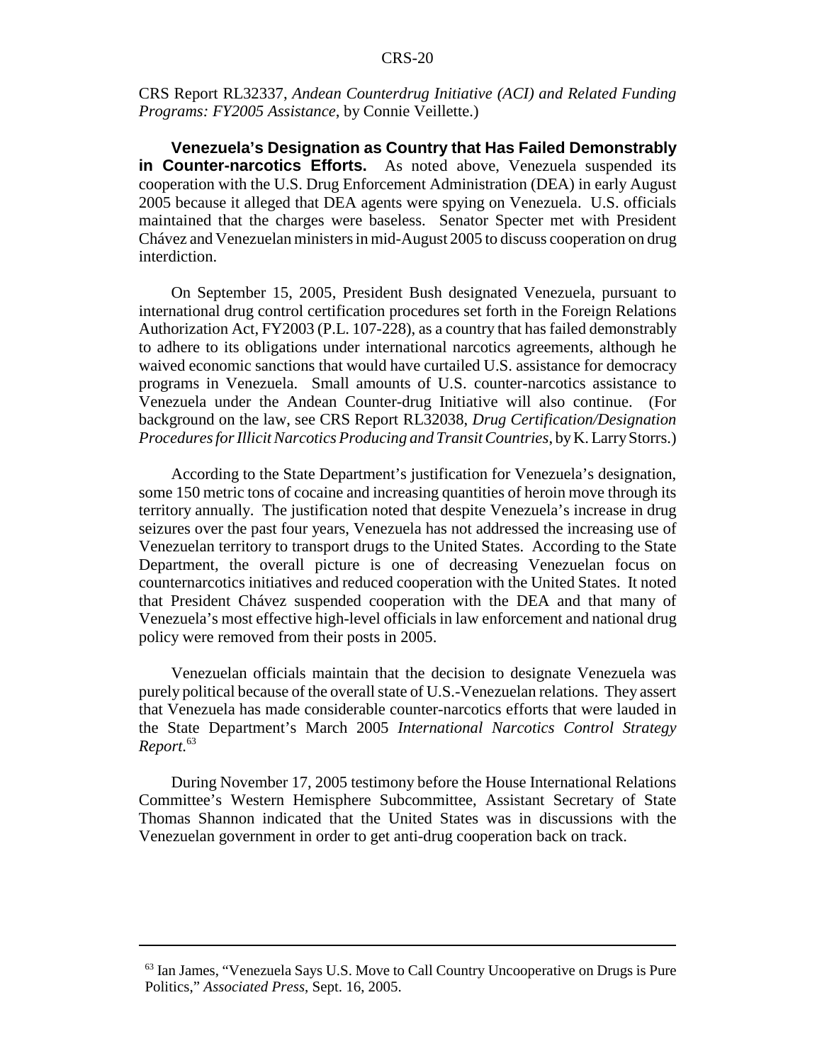CRS Report RL32337, *Andean Counterdrug Initiative (ACI) and Related Funding Programs: FY2005 Assistance*, by Connie Veillette.)

**Venezuela's Designation as Country that Has Failed Demonstrably in Counter-narcotics Efforts.** As noted above, Venezuela suspended its cooperation with the U.S. Drug Enforcement Administration (DEA) in early August 2005 because it alleged that DEA agents were spying on Venezuela. U.S. officials maintained that the charges were baseless. Senator Specter met with President Chávez and Venezuelan ministers in mid-August 2005 to discuss cooperation on drug interdiction.

On September 15, 2005, President Bush designated Venezuela, pursuant to international drug control certification procedures set forth in the Foreign Relations Authorization Act, FY2003 (P.L. 107-228), as a country that has failed demonstrably to adhere to its obligations under international narcotics agreements, although he waived economic sanctions that would have curtailed U.S. assistance for democracy programs in Venezuela. Small amounts of U.S. counter-narcotics assistance to Venezuela under the Andean Counter-drug Initiative will also continue. (For background on the law, see CRS Report RL32038, *Drug Certification/Designation Procedures for Illicit Narcotics Producing and Transit Countries*, by K. Larry Storrs.)

According to the State Department's justification for Venezuela's designation, some 150 metric tons of cocaine and increasing quantities of heroin move through its territory annually. The justification noted that despite Venezuela's increase in drug seizures over the past four years, Venezuela has not addressed the increasing use of Venezuelan territory to transport drugs to the United States. According to the State Department, the overall picture is one of decreasing Venezuelan focus on counternarcotics initiatives and reduced cooperation with the United States. It noted that President Chávez suspended cooperation with the DEA and that many of Venezuela's most effective high-level officials in law enforcement and national drug policy were removed from their posts in 2005.

Venezuelan officials maintain that the decision to designate Venezuela was purely political because of the overall state of U.S.-Venezuelan relations. They assert that Venezuela has made considerable counter-narcotics efforts that were lauded in the State Department's March 2005 *International Narcotics Control Strategy Report*.[63]

During November 17, 2005 testimony before the House International Relations Committee's Western Hemisphere Subcommittee, Assistant Secretary of State Thomas Shannon indicated that the United States was in discussions with the Venezuelan government in order to get anti-drug cooperation back on track.

---

[63] Ian James, "Venezuela Says U.S. Move to Call Country Uncooperative on Drugs is Pure Politics," *Associated Press*, Sept. 16, 2005.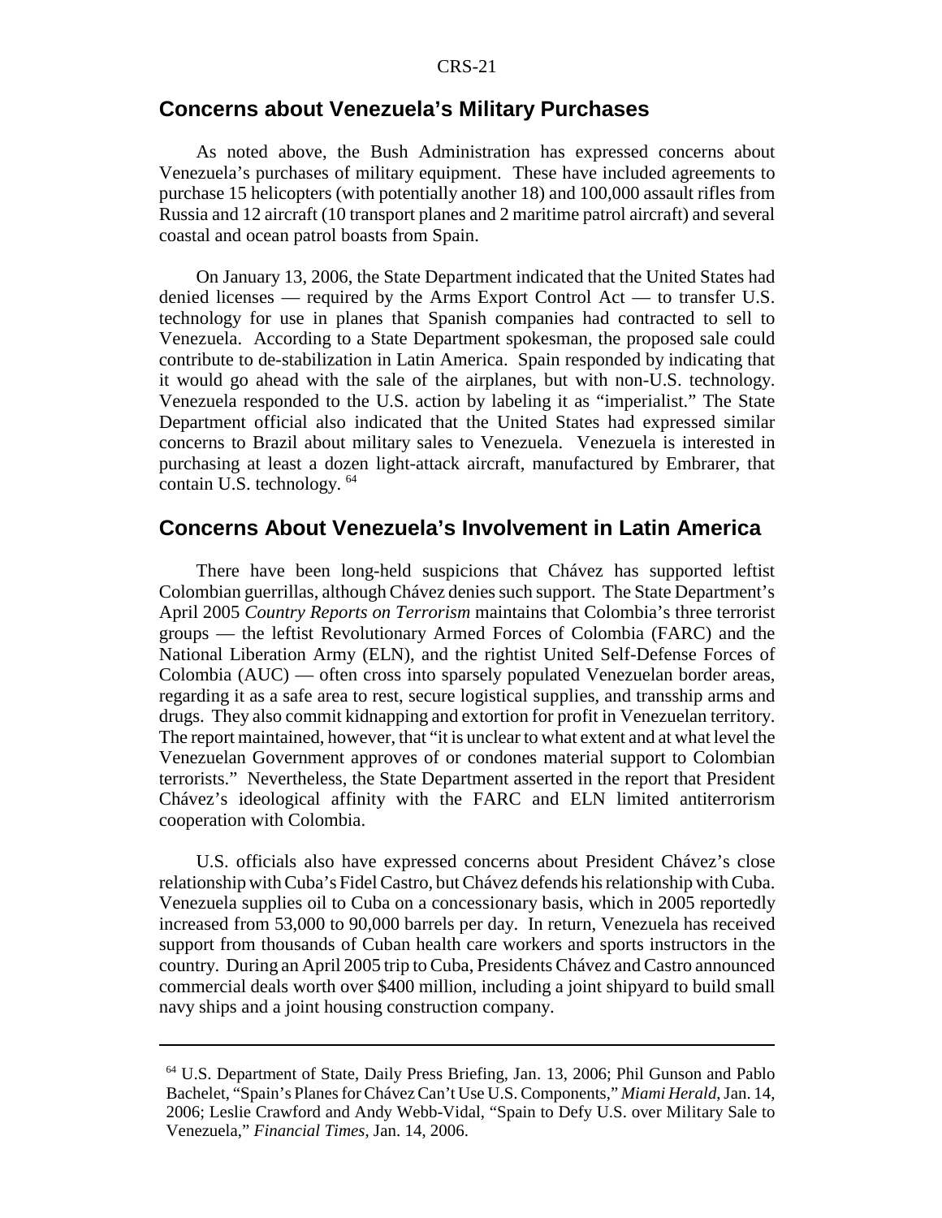## Concerns about Venezuela's Military Purchases

As noted above, the Bush Administration has expressed concerns about Venezuela's purchases of military equipment. These have included agreements to purchase 15 helicopters (with potentially another 18) and 100,000 assault rifles from Russia and 12 aircraft (10 transport planes and 2 maritime patrol aircraft) and several coastal and ocean patrol boasts from Spain.

On January 13, 2006, the State Department indicated that the United States had denied licenses — required by the Arms Export Control Act — to transfer U.S. technology for use in planes that Spanish companies had contracted to sell to Venezuela. According to a State Department spokesman, the proposed sale could contribute to de-stabilization in Latin America. Spain responded by indicating that it would go ahead with the sale of the airplanes, but with non-U.S. technology. Venezuela responded to the U.S. action by labeling it as "imperialist." The State Department official also indicated that the United States had expressed similar concerns to Brazil about military sales to Venezuela. Venezuela is interested in purchasing at least a dozen light-attack aircraft, manufactured by Embrarer, that contain U.S. technology. [64]

## Concerns About Venezuela's Involvement in Latin America

There have been long-held suspicions that Chávez has supported leftist Colombian guerrillas, although Chávez denies such support. The State Department's April 2005 *Country Reports on Terrorism* maintains that Colombia's three terrorist groups — the leftist Revolutionary Armed Forces of Colombia (FARC) and the National Liberation Army (ELN), and the rightist United Self-Defense Forces of Colombia (AUC) — often cross into sparsely populated Venezuelan border areas, regarding it as a safe area to rest, secure logistical supplies, and transship arms and drugs. They also commit kidnapping and extortion for profit in Venezuelan territory. The report maintained, however, that "it is unclear to what extent and at what level the Venezuelan Government approves of or condones material support to Colombian terrorists." Nevertheless, the State Department asserted in the report that President Chávez's ideological affinity with the FARC and ELN limited antiterrorism cooperation with Colombia.

U.S. officials also have expressed concerns about President Chávez's close relationship with Cuba's Fidel Castro, but Chávez defends his relationship with Cuba. Venezuela supplies oil to Cuba on a concessionary basis, which in 2005 reportedly increased from 53,000 to 90,000 barrels per day. In return, Venezuela has received support from thousands of Cuban health care workers and sports instructors in the country. During an April 2005 trip to Cuba, Presidents Chávez and Castro announced commercial deals worth over $400 million, including a joint shipyard to build small navy ships and a joint housing construction company.

---

[64] U.S. Department of State, Daily Press Briefing, Jan. 13, 2006; Phil Gunson and Pablo Bachelet, "Spain's Planes for Chávez Can't Use U.S. Components," *Miami Herald*, Jan. 14, 2006; Leslie Crawford and Andy Webb-Vidal, "Spain to Defy U.S. over Military Sale to Venezuela," *Financial Times*, Jan. 14, 2006.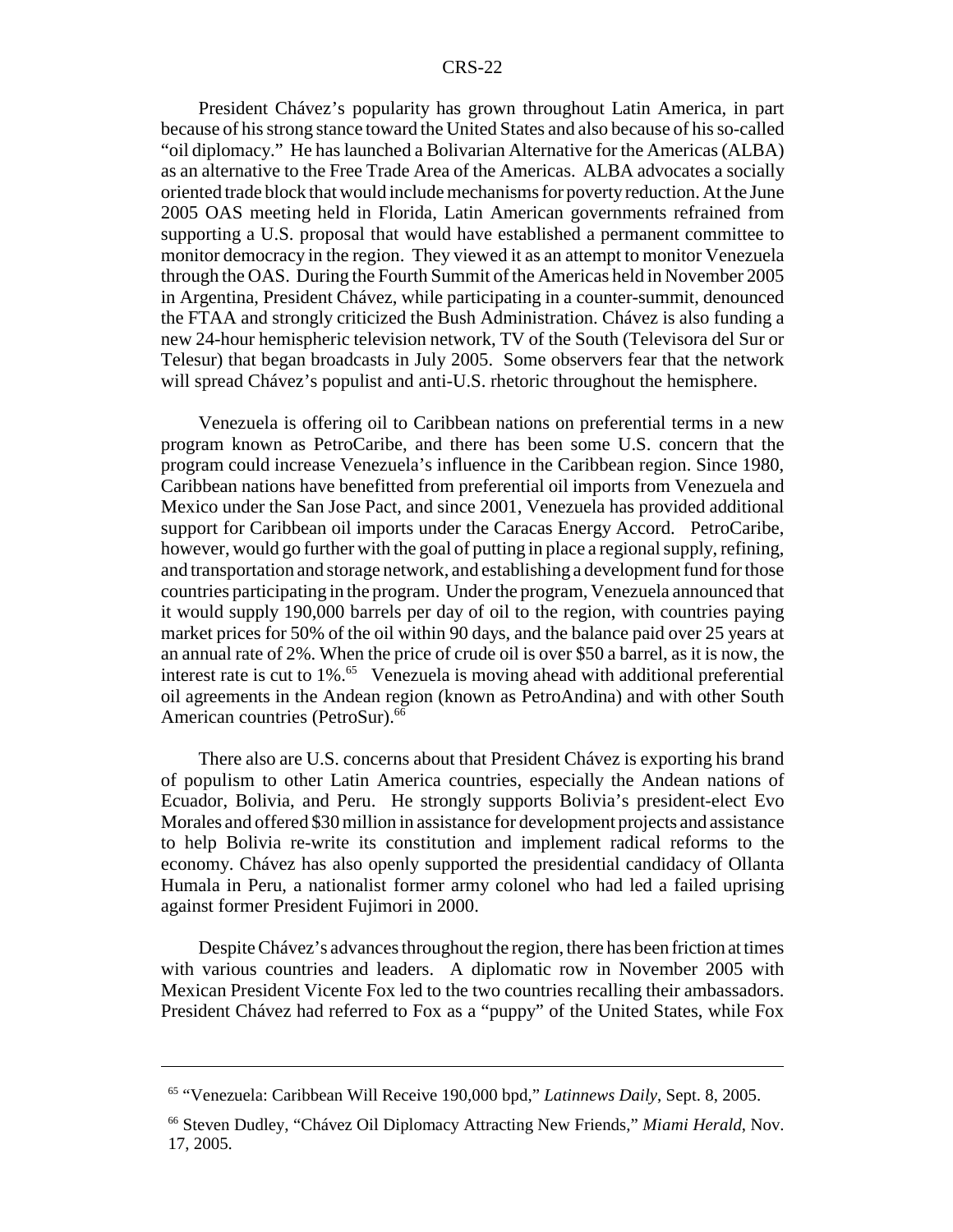President Chávez's popularity has grown throughout Latin America, in part because of his strong stance toward the United States and also because of his so-called "oil diplomacy." He has launched a Bolivarian Alternative for the Americas (ALBA) as an alternative to the Free Trade Area of the Americas. ALBA advocates a socially oriented trade block that would include mechanisms for poverty reduction. At the June 2005 OAS meeting held in Florida, Latin American governments refrained from supporting a U.S. proposal that would have established a permanent committee to monitor democracy in the region. They viewed it as an attempt to monitor Venezuela through the OAS. During the Fourth Summit of the Americas held in November 2005 in Argentina, President Chávez, while participating in a counter-summit, denounced the FTAA and strongly criticized the Bush Administration. Chávez is also funding a new 24-hour hemispheric television network, TV of the South (Televisora del Sur or Telesur) that began broadcasts in July 2005. Some observers fear that the network will spread Chávez's populist and anti-U.S. rhetoric throughout the hemisphere.

Venezuela is offering oil to Caribbean nations on preferential terms in a new program known as PetroCaribe, and there has been some U.S. concern that the program could increase Venezuela's influence in the Caribbean region. Since 1980, Caribbean nations have benefitted from preferential oil imports from Venezuela and Mexico under the San Jose Pact, and since 2001, Venezuela has provided additional support for Caribbean oil imports under the Caracas Energy Accord. PetroCaribe, however, would go further with the goal of putting in place a regional supply, refining, and transportation and storage network, and establishing a development fund for those countries participating in the program. Under the program, Venezuela announced that it would supply 190,000 barrels per day of oil to the region, with countries paying market prices for 50% of the oil within 90 days, and the balance paid over 25 years at an annual rate of 2%. When the price of crude oil is over $50 a barrel, as it is now, the interest rate is cut to 1%.[65] Venezuela is moving ahead with additional preferential oil agreements in the Andean region (known as PetroAndina) and with other South American countries (PetroSur).[66]

There also are U.S. concerns about that President Chávez is exporting his brand of populism to other Latin America countries, especially the Andean nations of Ecuador, Bolivia, and Peru. He strongly supports Bolivia's president-elect Evo Morales and offered $30 million in assistance for development projects and assistance to help Bolivia re-write its constitution and implement radical reforms to the economy. Chávez has also openly supported the presidential candidacy of Ollanta Humala in Peru, a nationalist former army colonel who had led a failed uprising against former President Fujimori in 2000.

Despite Chávez's advances throughout the region, there has been friction at times with various countries and leaders. A diplomatic row in November 2005 with Mexican President Vicente Fox led to the two countries recalling their ambassadors. President Chávez had referred to Fox as a "puppy" of the United States, while Fox

---

[65] "Venezuela: Caribbean Will Receive 190,000 bpd," *Latinnews Daily*, Sept. 8, 2005.

[66] Steven Dudley, "Chávez Oil Diplomacy Attracting New Friends," *Miami Herald*, Nov. 17, 2005.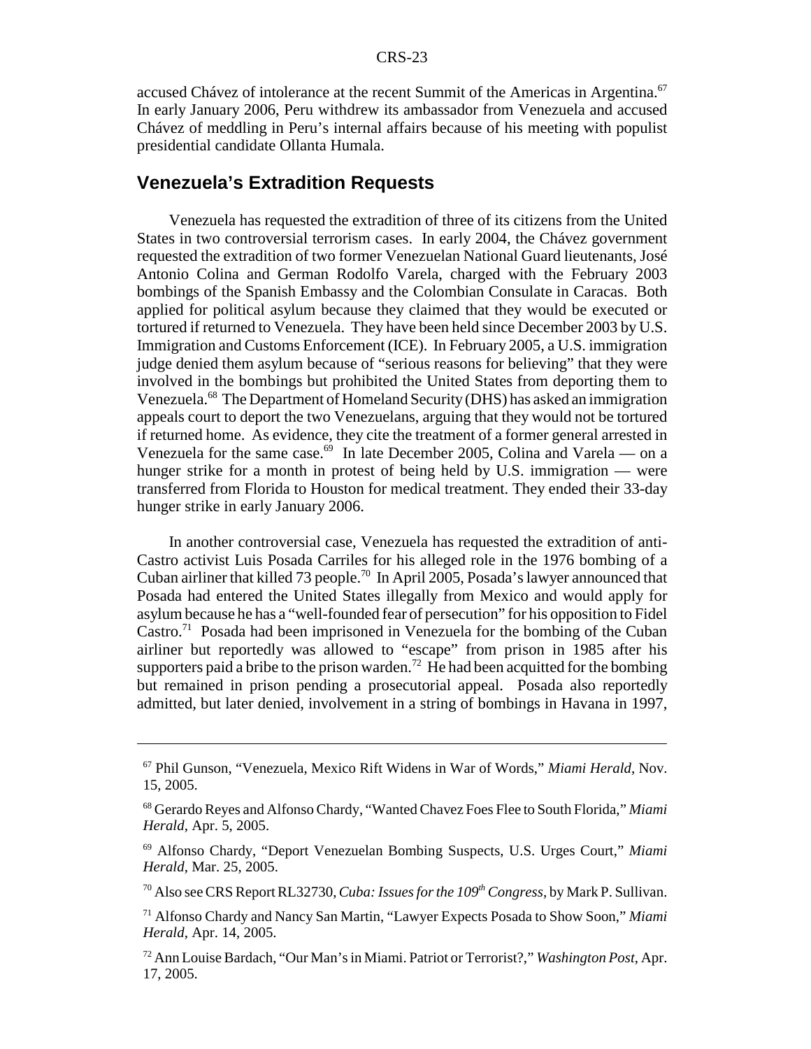accused Chávez of intolerance at the recent Summit of the Americas in Argentina.[67] In early January 2006, Peru withdrew its ambassador from Venezuela and accused Chávez of meddling in Peru's internal affairs because of his meeting with populist presidential candidate Ollanta Humala.

## Venezuela's Extradition Requests

Venezuela has requested the extradition of three of its citizens from the United States in two controversial terrorism cases. In early 2004, the Chávez government requested the extradition of two former Venezuelan National Guard lieutenants, José Antonio Colina and German Rodolfo Varela, charged with the February 2003 bombings of the Spanish Embassy and the Colombian Consulate in Caracas. Both applied for political asylum because they claimed that they would be executed or tortured if returned to Venezuela. They have been held since December 2003 by U.S. Immigration and Customs Enforcement (ICE). In February 2005, a U.S. immigration judge denied them asylum because of "serious reasons for believing" that they were involved in the bombings but prohibited the United States from deporting them to Venezuela.[68] The Department of Homeland Security (DHS) has asked an immigration appeals court to deport the two Venezuelans, arguing that they would not be tortured if returned home. As evidence, they cite the treatment of a former general arrested in Venezuela for the same case.[69] In late December 2005, Colina and Varela — on a hunger strike for a month in protest of being held by U.S. immigration — were transferred from Florida to Houston for medical treatment. They ended their 33-day hunger strike in early January 2006.

In another controversial case, Venezuela has requested the extradition of anti-Castro activist Luis Posada Carriles for his alleged role in the 1976 bombing of a Cuban airliner that killed 73 people.[70] In April 2005, Posada's lawyer announced that Posada had entered the United States illegally from Mexico and would apply for asylum because he has a "well-founded fear of persecution" for his opposition to Fidel Castro.[71] Posada had been imprisoned in Venezuela for the bombing of the Cuban airliner but reportedly was allowed to "escape" from prison in 1985 after his supporters paid a bribe to the prison warden.[72] He had been acquitted for the bombing but remained in prison pending a prosecutorial appeal. Posada also reportedly admitted, but later denied, involvement in a string of bombings in Havana in 1997,

---

[67] Phil Gunson, "Venezuela, Mexico Rift Widens in War of Words," *Miami Herald*, Nov. 15, 2005.

[68] Gerardo Reyes and Alfonso Chardy, "Wanted Chavez Foes Flee to South Florida," *Miami Herald*, Apr. 5, 2005.

[69] Alfonso Chardy, "Deport Venezuelan Bombing Suspects, U.S. Urges Court," *Miami Herald*, Mar. 25, 2005.

[70] Also see CRS Report RL32730, *Cuba: Issues for the 109th Congress*, by Mark P. Sullivan.

[71] Alfonso Chardy and Nancy San Martin, "Lawyer Expects Posada to Show Soon," *Miami Herald*, Apr. 14, 2005.

[72] Ann Louise Bardach, "Our Man's in Miami. Patriot or Terrorist?," *Washington Post*, Apr. 17, 2005.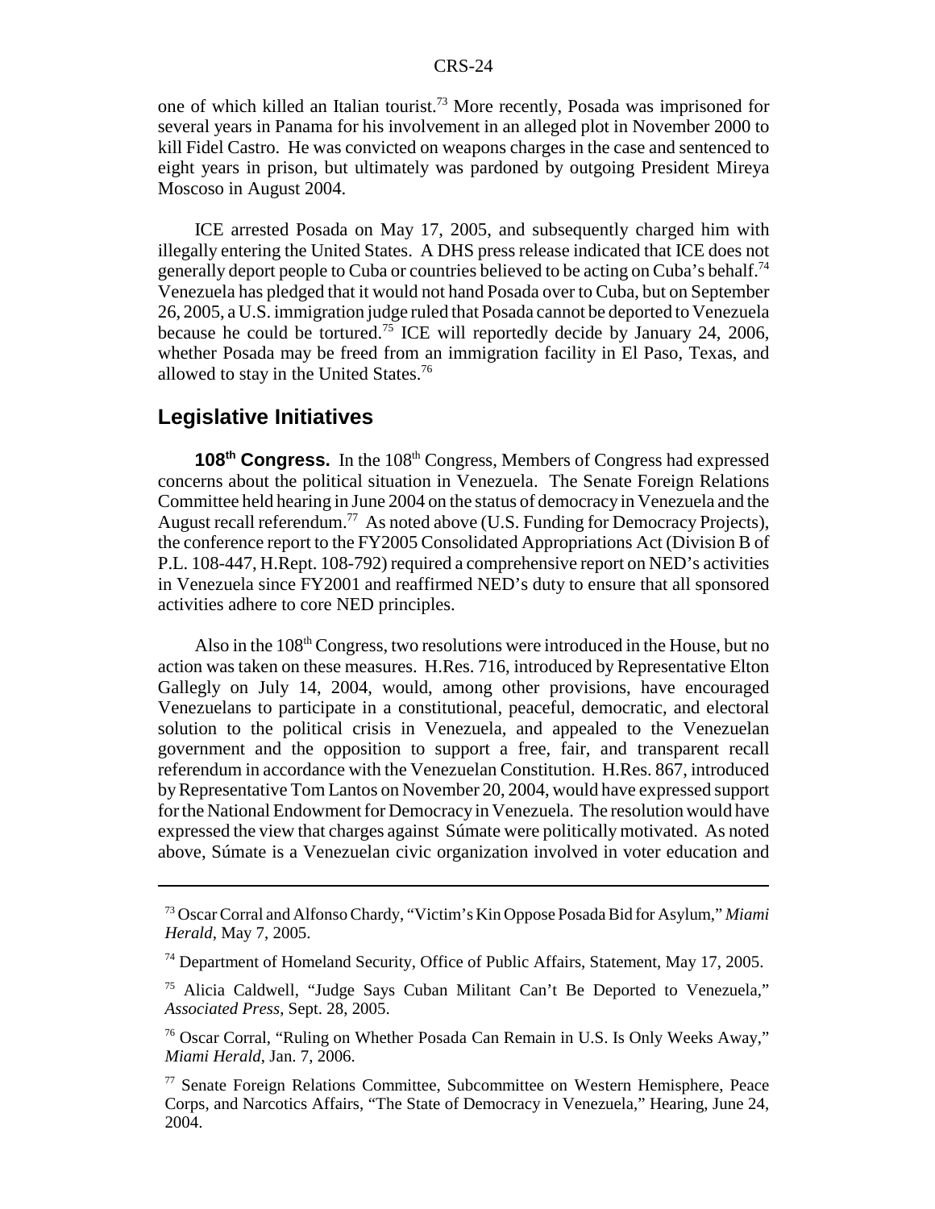one of which killed an Italian tourist.[73] More recently, Posada was imprisoned for several years in Panama for his involvement in an alleged plot in November 2000 to kill Fidel Castro. He was convicted on weapons charges in the case and sentenced to eight years in prison, but ultimately was pardoned by outgoing President Mireya Moscoso in August 2004.

ICE arrested Posada on May 17, 2005, and subsequently charged him with illegally entering the United States. A DHS press release indicated that ICE does not generally deport people to Cuba or countries believed to be acting on Cuba's behalf.[74] Venezuela has pledged that it would not hand Posada over to Cuba, but on September 26, 2005, a U.S. immigration judge ruled that Posada cannot be deported to Venezuela because he could be tortured.[75] ICE will reportedly decide by January 24, 2006, whether Posada may be freed from an immigration facility in El Paso, Texas, and allowed to stay in the United States.[76]

## Legislative Initiatives

**108th Congress.** In the 108th Congress, Members of Congress had expressed concerns about the political situation in Venezuela. The Senate Foreign Relations Committee held hearing in June 2004 on the status of democracy in Venezuela and the August recall referendum.[77] As noted above (U.S. Funding for Democracy Projects), the conference report to the FY2005 Consolidated Appropriations Act (Division B of P.L. 108-447, H.Rept. 108-792) required a comprehensive report on NED's activities in Venezuela since FY2001 and reaffirmed NED's duty to ensure that all sponsored activities adhere to core NED principles.

Also in the 108th Congress, two resolutions were introduced in the House, but no action was taken on these measures. H.Res. 716, introduced by Representative Elton Gallegly on July 14, 2004, would, among other provisions, have encouraged Venezuelans to participate in a constitutional, peaceful, democratic, and electoral solution to the political crisis in Venezuela, and appealed to the Venezuelan government and the opposition to support a free, fair, and transparent recall referendum in accordance with the Venezuelan Constitution. H.Res. 867, introduced by Representative Tom Lantos on November 20, 2004, would have expressed support for the National Endowment for Democracy in Venezuela. The resolution would have expressed the view that charges against Súmate were politically motivated. As noted above, Súmate is a Venezuelan civic organization involved in voter education and

---

[73] Oscar Corral and Alfonso Chardy, "Victim's Kin Oppose Posada Bid for Asylum," *Miami Herald*, May 7, 2005.

[74] Department of Homeland Security, Office of Public Affairs, Statement, May 17, 2005.

[75] Alicia Caldwell, "Judge Says Cuban Militant Can't Be Deported to Venezuela," *Associated Press*, Sept. 28, 2005.

[76] Oscar Corral, "Ruling on Whether Posada Can Remain in U.S. Is Only Weeks Away," *Miami Herald*, Jan. 7, 2006.

[77] Senate Foreign Relations Committee, Subcommittee on Western Hemisphere, Peace Corps, and Narcotics Affairs, "The State of Democracy in Venezuela," Hearing, June 24, 2004.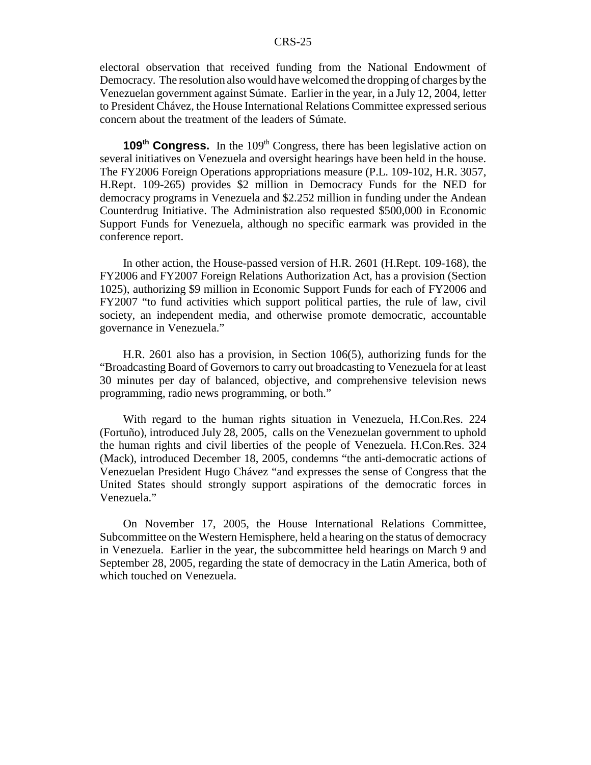electoral observation that received funding from the National Endowment of Democracy. The resolution also would have welcomed the dropping of charges by the Venezuelan government against Súmate. Earlier in the year, in a July 12, 2004, letter to President Chávez, the House International Relations Committee expressed serious concern about the treatment of the leaders of Súmate.

**109th Congress.** In the 109th Congress, there has been legislative action on several initiatives on Venezuela and oversight hearings have been held in the house. The FY2006 Foreign Operations appropriations measure (P.L. 109-102, H.R. 3057, H.Rept. 109-265) provides $2 million in Democracy Funds for the NED for democracy programs in Venezuela and $2.252 million in funding under the Andean Counterdrug Initiative. The Administration also requested $500,000 in Economic Support Funds for Venezuela, although no specific earmark was provided in the conference report.

In other action, the House-passed version of H.R. 2601 (H.Rept. 109-168), the FY2006 and FY2007 Foreign Relations Authorization Act, has a provision (Section 1025), authorizing $9 million in Economic Support Funds for each of FY2006 and FY2007 "to fund activities which support political parties, the rule of law, civil society, an independent media, and otherwise promote democratic, accountable governance in Venezuela."

H.R. 2601 also has a provision, in Section 106(5), authorizing funds for the "Broadcasting Board of Governors to carry out broadcasting to Venezuela for at least 30 minutes per day of balanced, objective, and comprehensive television news programming, radio news programming, or both."

With regard to the human rights situation in Venezuela, H.Con.Res. 224 (Fortuño), introduced July 28, 2005, calls on the Venezuelan government to uphold the human rights and civil liberties of the people of Venezuela. H.Con.Res. 324 (Mack), introduced December 18, 2005, condemns "the anti-democratic actions of Venezuelan President Hugo Chávez "and expresses the sense of Congress that the United States should strongly support aspirations of the democratic forces in Venezuela."

On November 17, 2005, the House International Relations Committee, Subcommittee on the Western Hemisphere, held a hearing on the status of democracy in Venezuela. Earlier in the year, the subcommittee held hearings on March 9 and September 28, 2005, regarding the state of democracy in the Latin America, both of which touched on Venezuela.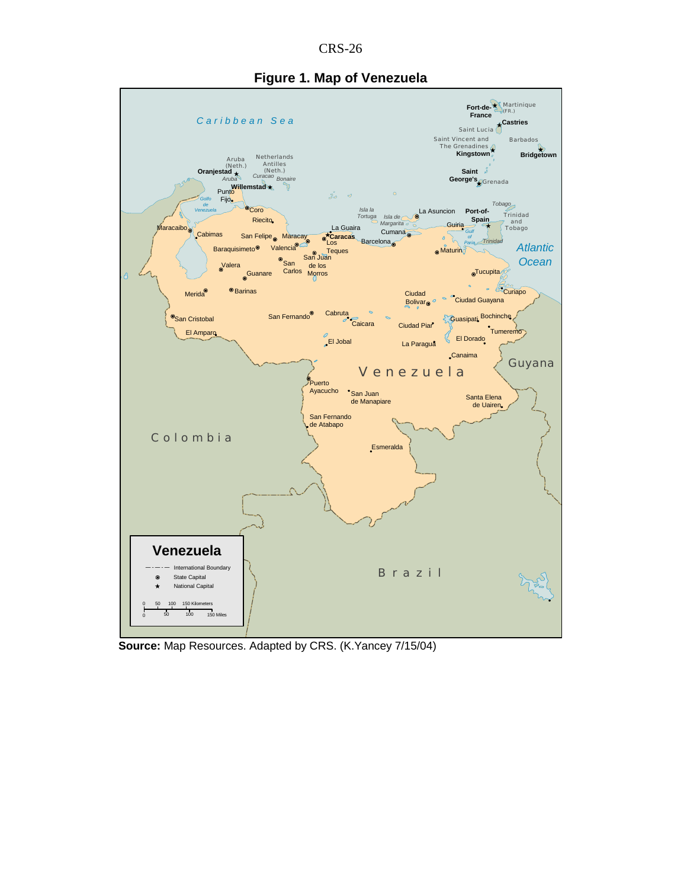**Figure 1. Map of Venezuela**

**Source:** Map Resources. Adapted by CRS. (K.Yancey 7/15/04)